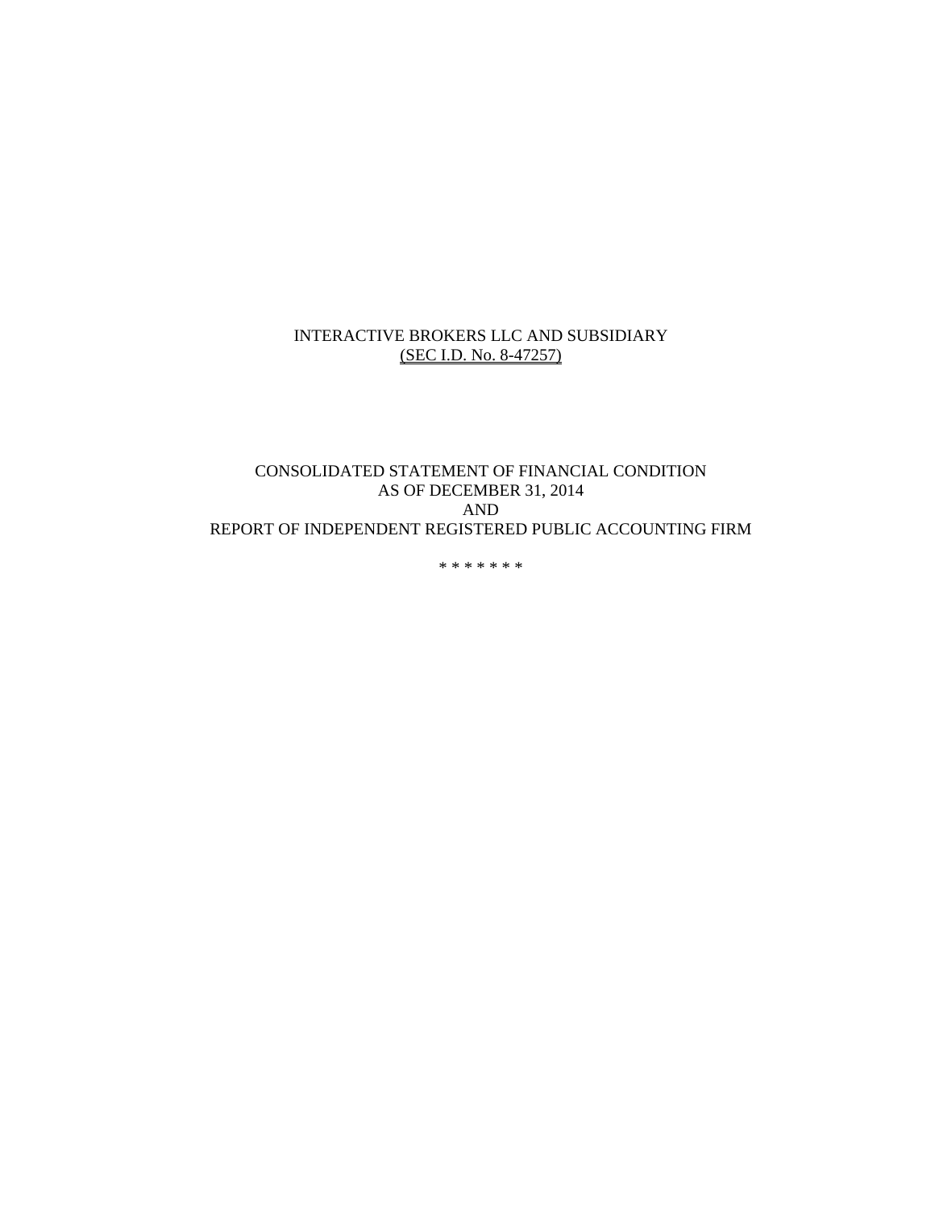INTERACTIVE BROKERS LLC AND SUBSIDIARY
(SEC I.D. No. 8-47257)

CONSOLIDATED STATEMENT OF FINANCIAL CONDITION
AS OF DECEMBER 31, 2014
AND
REPORT OF INDEPENDENT REGISTERED PUBLIC ACCOUNTING FIRM

* * * * * * *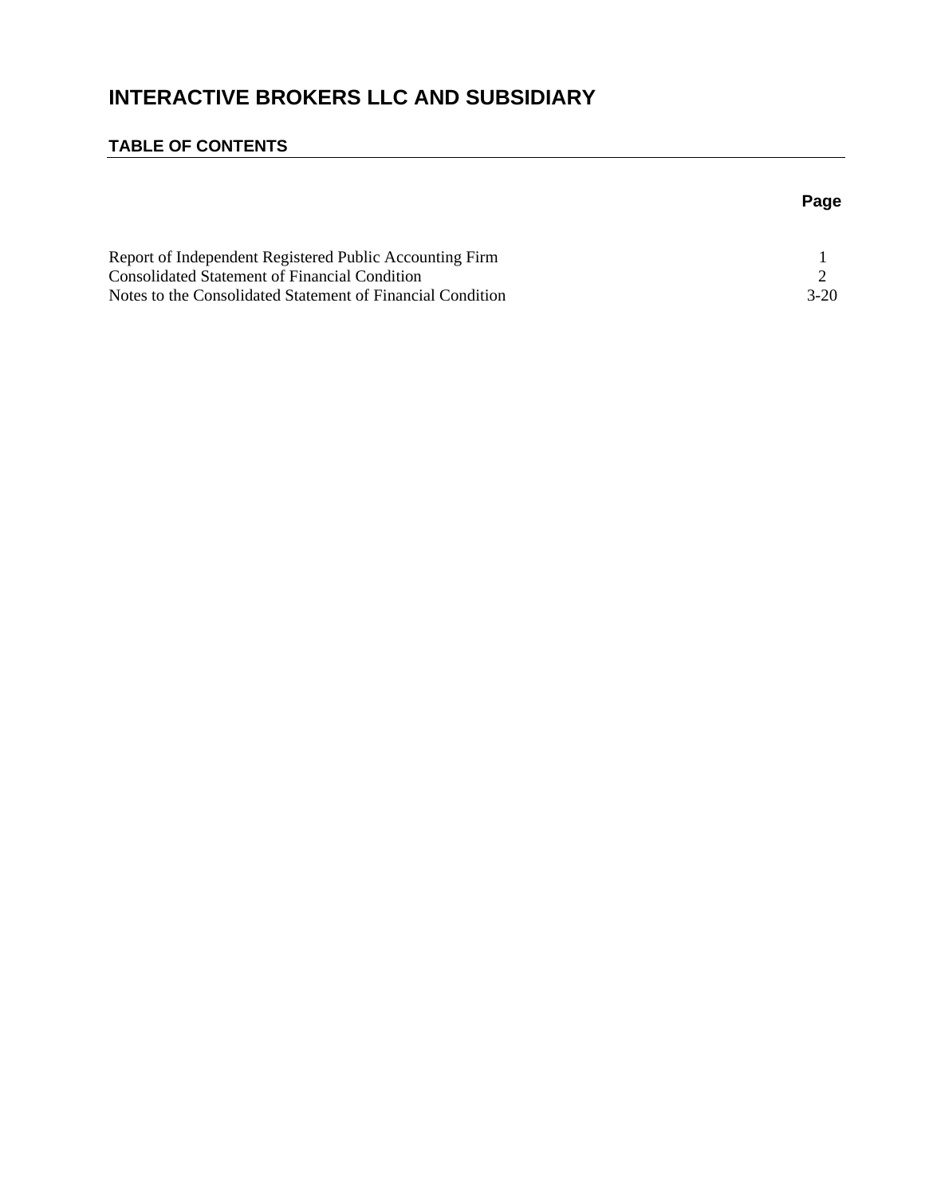# INTERACTIVE BROKERS LLC AND SUBSIDIARY

## TABLE OF CONTENTS

| | Page |
|---|---|
| Report of Independent Registered Public Accounting Firm | 1 |
| Consolidated Statement of Financial Condition | 2 |
| Notes to the Consolidated Statement of Financial Condition | 3-20 |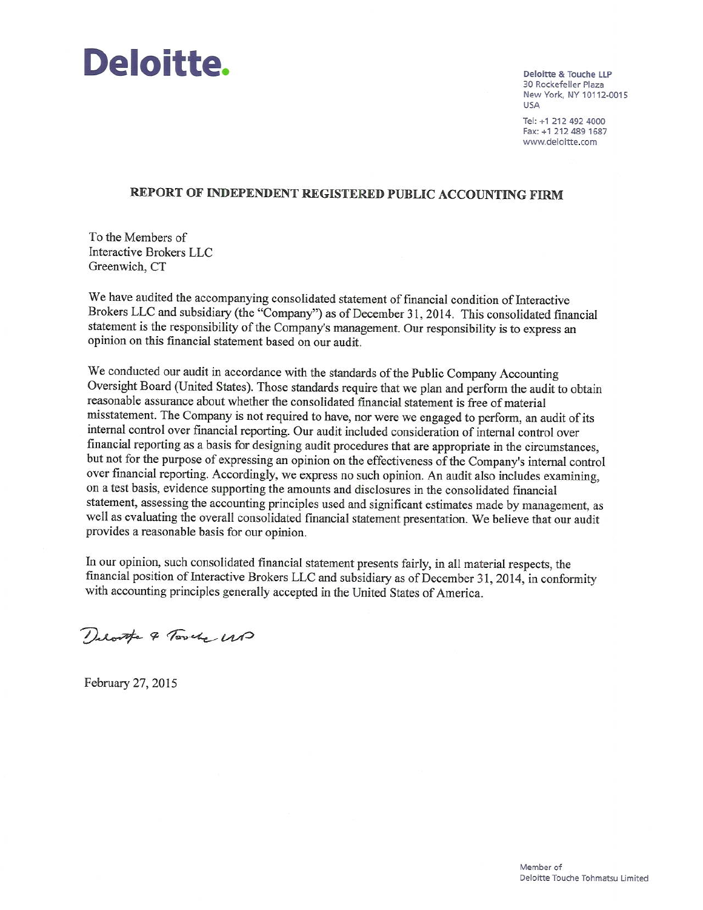Deloitte.

Deloitte & Touche LLP
30 Rockefeller Plaza
New York, NY 10112-0015
USA

Tel: +1 212 492 4000
Fax: +1 212 489 1687
www.deloitte.com

## REPORT OF INDEPENDENT REGISTERED PUBLIC ACCOUNTING FIRM

To the Members of
Interactive Brokers LLC
Greenwich, CT

We have audited the accompanying consolidated statement of financial condition of Interactive Brokers LLC and subsidiary (the "Company") as of December 31, 2014. This consolidated financial statement is the responsibility of the Company's management. Our responsibility is to express an opinion on this financial statement based on our audit.

We conducted our audit in accordance with the standards of the Public Company Accounting Oversight Board (United States). Those standards require that we plan and perform the audit to obtain reasonable assurance about whether the consolidated financial statement is free of material misstatement. The Company is not required to have, nor were we engaged to perform, an audit of its internal control over financial reporting. Our audit included consideration of internal control over financial reporting as a basis for designing audit procedures that are appropriate in the circumstances, but not for the purpose of expressing an opinion on the effectiveness of the Company's internal control over financial reporting. Accordingly, we express no such opinion. An audit also includes examining, on a test basis, evidence supporting the amounts and disclosures in the consolidated financial statement, assessing the accounting principles used and significant estimates made by management, as well as evaluating the overall consolidated financial statement presentation. We believe that our audit provides a reasonable basis for our opinion.

In our opinion, such consolidated financial statement presents fairly, in all material respects, the financial position of Interactive Brokers LLC and subsidiary as of December 31, 2014, in conformity with accounting principles generally accepted in the United States of America.

Deloitte & Touche LLP

February 27, 2015

Member of
Deloitte Touche Tohmatsu Limited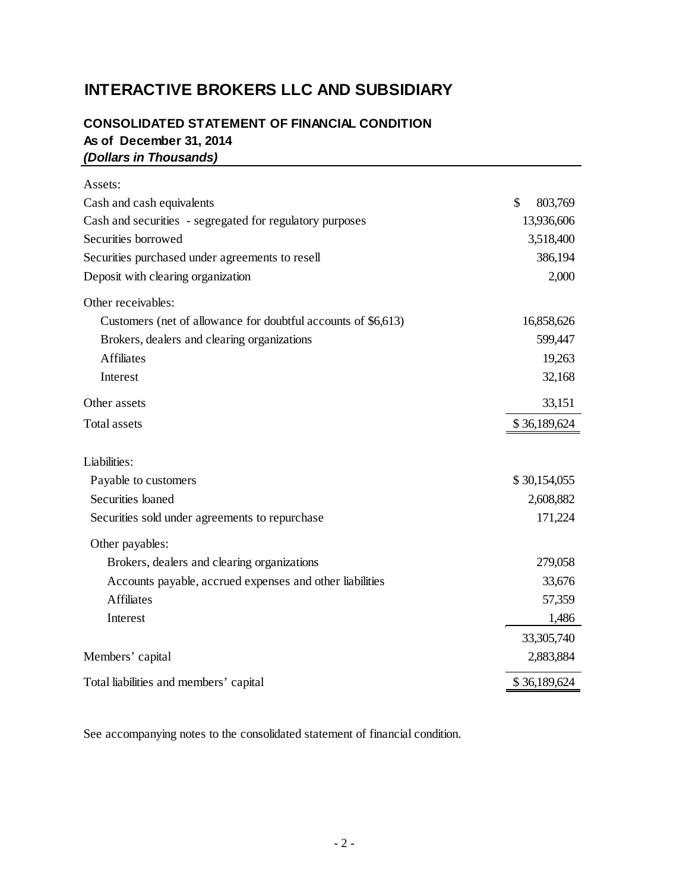# INTERACTIVE BROKERS LLC AND SUBSIDIARY

## CONSOLIDATED STATEMENT OF FINANCIAL CONDITION

**As of December 31, 2014**

***(Dollars in Thousands)***

| | |
|---|---|
| Assets: | |
| Cash and cash equivalents | $ 803,769 |
| Cash and securities - segregated for regulatory purposes | 13,936,606 |
| Securities borrowed | 3,518,400 |
| Securities purchased under agreements to resell | 386,194 |
| Deposit with clearing organization | 2,000 |
| Other receivables: | |
| Customers (net of allowance for doubtful accounts of $6,613) | 16,858,626 |
| Brokers, dealers and clearing organizations | 599,447 |
| Affiliates | 19,263 |
| Interest | 32,168 |
| Other assets | 33,151 |
| Total assets | $ 36,189,624 |
| | |
| Liabilities: | |
| Payable to customers | $ 30,154,055 |
| Securities loaned | 2,608,882 |
| Securities sold under agreements to repurchase | 171,224 |
| Other payables: | |
| Brokers, dealers and clearing organizations | 279,058 |
| Accounts payable, accrued expenses and other liabilities | 33,676 |
| Affiliates | 57,359 |
| Interest | 1,486 |
| | 33,305,740 |
| Members' capital | 2,883,884 |
| Total liabilities and members' capital | $ 36,189,624 |

See accompanying notes to the consolidated statement of financial condition.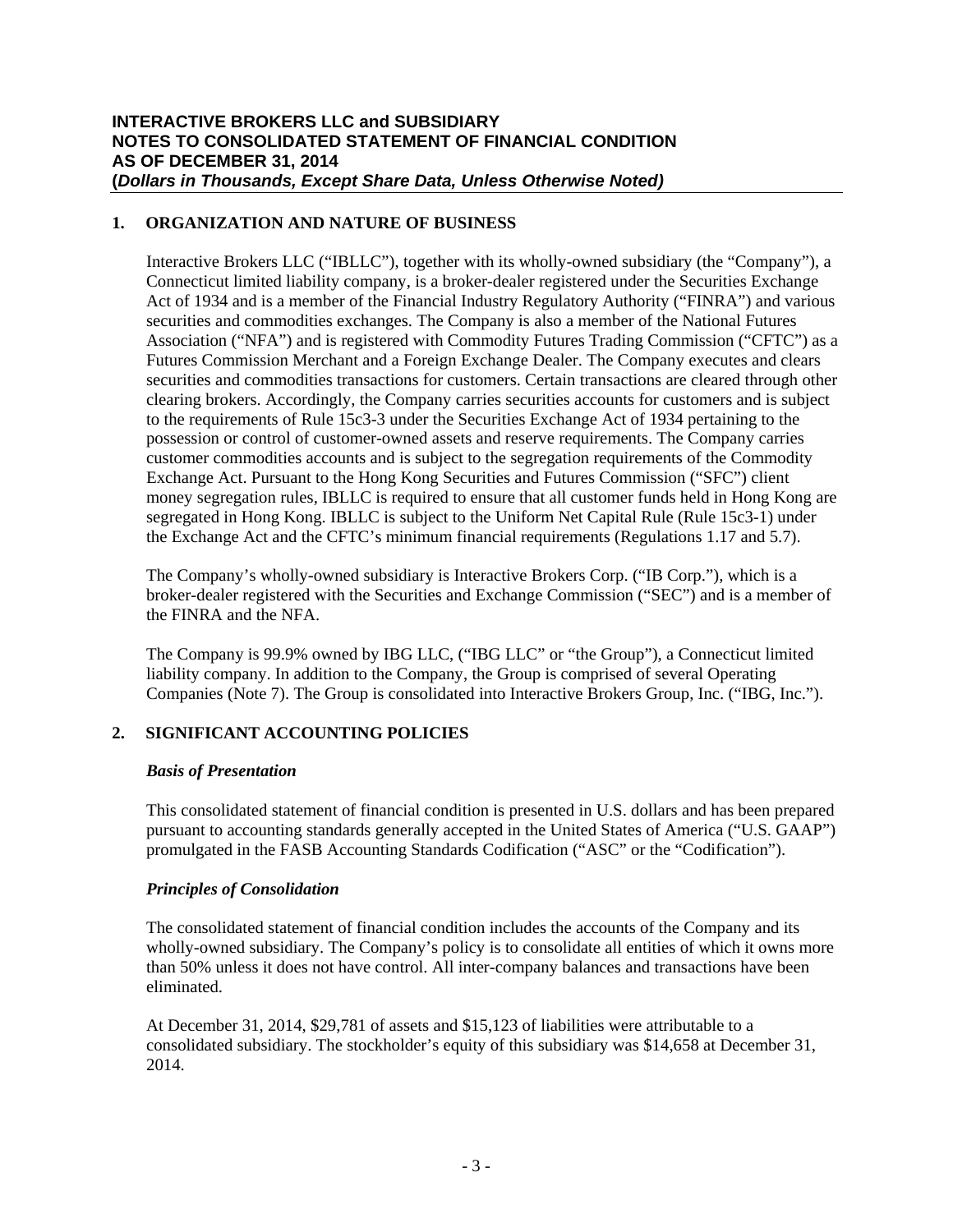# INTERACTIVE BROKERS LLC and SUBSIDIARY
# NOTES TO CONSOLIDATED STATEMENT OF FINANCIAL CONDITION
# AS OF DECEMBER 31, 2014
**(*Dollars in Thousands, Except Share Data, Unless Otherwise Noted)***

## 1. ORGANIZATION AND NATURE OF BUSINESS

Interactive Brokers LLC ("IBLLC"), together with its wholly-owned subsidiary (the "Company"), a Connecticut limited liability company, is a broker-dealer registered under the Securities Exchange Act of 1934 and is a member of the Financial Industry Regulatory Authority ("FINRA") and various securities and commodities exchanges. The Company is also a member of the National Futures Association ("NFA") and is registered with Commodity Futures Trading Commission ("CFTC") as a Futures Commission Merchant and a Foreign Exchange Dealer. The Company executes and clears securities and commodities transactions for customers. Certain transactions are cleared through other clearing brokers. Accordingly, the Company carries securities accounts for customers and is subject to the requirements of Rule 15c3-3 under the Securities Exchange Act of 1934 pertaining to the possession or control of customer-owned assets and reserve requirements. The Company carries customer commodities accounts and is subject to the segregation requirements of the Commodity Exchange Act. Pursuant to the Hong Kong Securities and Futures Commission ("SFC") client money segregation rules, IBLLC is required to ensure that all customer funds held in Hong Kong are segregated in Hong Kong. IBLLC is subject to the Uniform Net Capital Rule (Rule 15c3-1) under the Exchange Act and the CFTC's minimum financial requirements (Regulations 1.17 and 5.7).

The Company's wholly-owned subsidiary is Interactive Brokers Corp. ("IB Corp."), which is a broker-dealer registered with the Securities and Exchange Commission ("SEC") and is a member of the FINRA and the NFA.

The Company is 99.9% owned by IBG LLC, ("IBG LLC" or "the Group"), a Connecticut limited liability company. In addition to the Company, the Group is comprised of several Operating Companies (Note 7). The Group is consolidated into Interactive Brokers Group, Inc. ("IBG, Inc.").

## 2. SIGNIFICANT ACCOUNTING POLICIES

### *Basis of Presentation*

This consolidated statement of financial condition is presented in U.S. dollars and has been prepared pursuant to accounting standards generally accepted in the United States of America ("U.S. GAAP") promulgated in the FASB Accounting Standards Codification ("ASC" or the "Codification").

### *Principles of Consolidation*

The consolidated statement of financial condition includes the accounts of the Company and its wholly-owned subsidiary. The Company's policy is to consolidate all entities of which it owns more than 50% unless it does not have control. All inter-company balances and transactions have been eliminated.

At December 31, 2014, $29,781 of assets and $15,123 of liabilities were attributable to a consolidated subsidiary. The stockholder's equity of this subsidiary was $14,658 at December 31, 2014.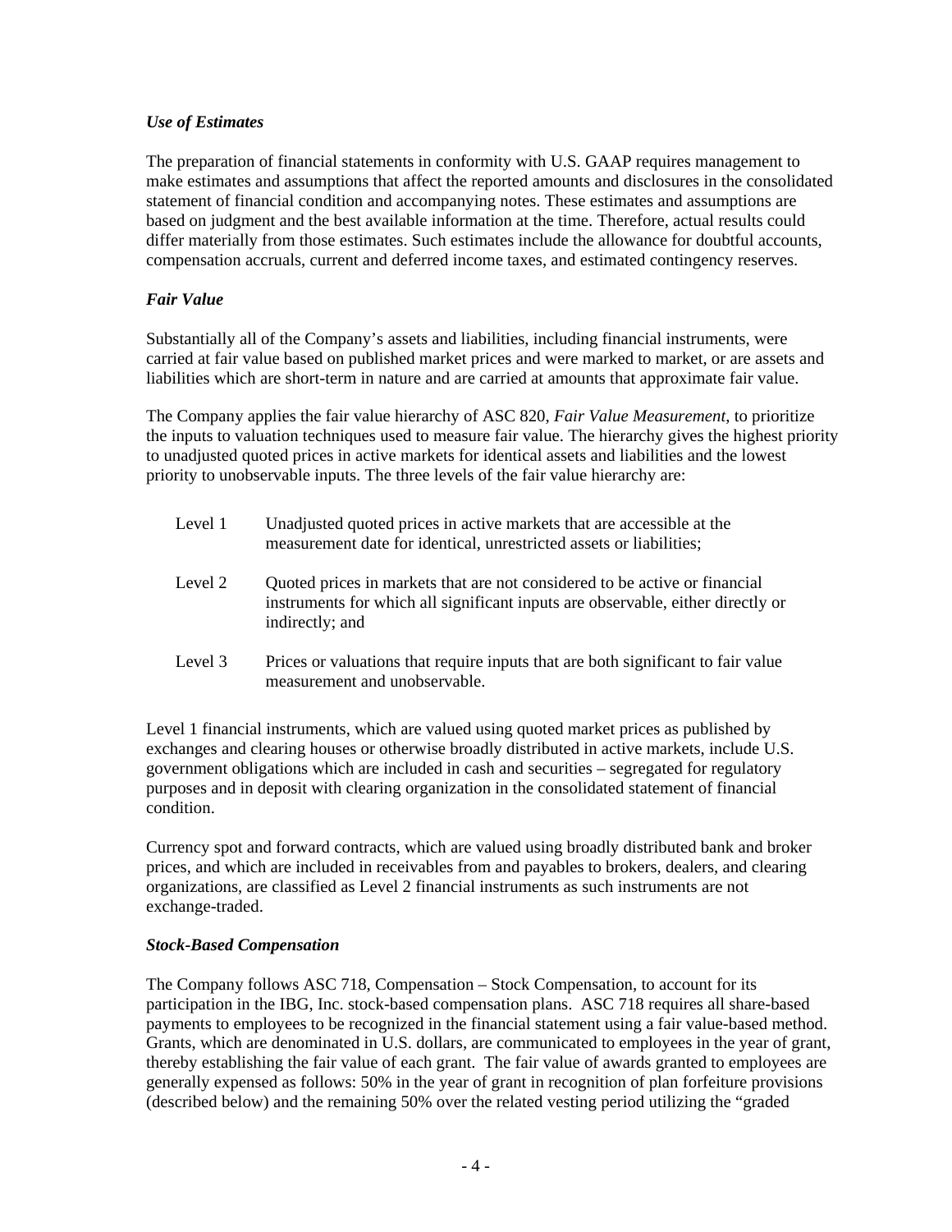### *Use of Estimates*

The preparation of financial statements in conformity with U.S. GAAP requires management to make estimates and assumptions that affect the reported amounts and disclosures in the consolidated statement of financial condition and accompanying notes. These estimates and assumptions are based on judgment and the best available information at the time. Therefore, actual results could differ materially from those estimates. Such estimates include the allowance for doubtful accounts, compensation accruals, current and deferred income taxes, and estimated contingency reserves.

### *Fair Value*

Substantially all of the Company's assets and liabilities, including financial instruments, were carried at fair value based on published market prices and were marked to market, or are assets and liabilities which are short-term in nature and are carried at amounts that approximate fair value.

The Company applies the fair value hierarchy of ASC 820, *Fair Value Measurement*, to prioritize the inputs to valuation techniques used to measure fair value. The hierarchy gives the highest priority to unadjusted quoted prices in active markets for identical assets and liabilities and the lowest priority to unobservable inputs. The three levels of the fair value hierarchy are:

- Level 1 Unadjusted quoted prices in active markets that are accessible at the measurement date for identical, unrestricted assets or liabilities;
- Level 2 Quoted prices in markets that are not considered to be active or financial instruments for which all significant inputs are observable, either directly or indirectly; and
- Level 3 Prices or valuations that require inputs that are both significant to fair value measurement and unobservable.

Level 1 financial instruments, which are valued using quoted market prices as published by exchanges and clearing houses or otherwise broadly distributed in active markets, include U.S. government obligations which are included in cash and securities – segregated for regulatory purposes and in deposit with clearing organization in the consolidated statement of financial condition.

Currency spot and forward contracts, which are valued using broadly distributed bank and broker prices, and which are included in receivables from and payables to brokers, dealers, and clearing organizations, are classified as Level 2 financial instruments as such instruments are not exchange-traded.

### *Stock-Based Compensation*

The Company follows ASC 718, Compensation – Stock Compensation, to account for its participation in the IBG, Inc. stock-based compensation plans. ASC 718 requires all share-based payments to employees to be recognized in the financial statement using a fair value-based method. Grants, which are denominated in U.S. dollars, are communicated to employees in the year of grant, thereby establishing the fair value of each grant. The fair value of awards granted to employees are generally expensed as follows: 50% in the year of grant in recognition of plan forfeiture provisions (described below) and the remaining 50% over the related vesting period utilizing the "graded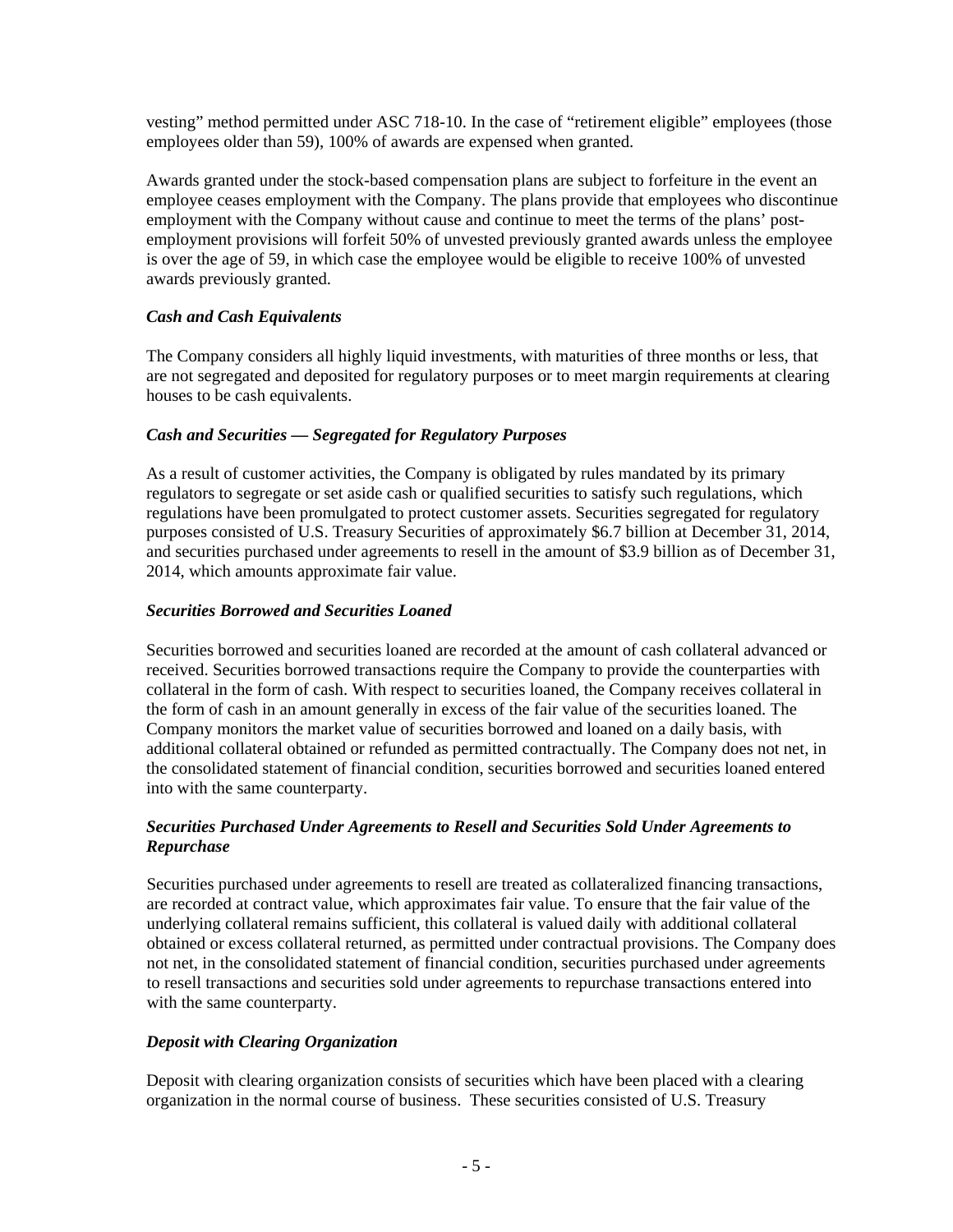vesting" method permitted under ASC 718-10. In the case of "retirement eligible" employees (those employees older than 59), 100% of awards are expensed when granted.

Awards granted under the stock-based compensation plans are subject to forfeiture in the event an employee ceases employment with the Company. The plans provide that employees who discontinue employment with the Company without cause and continue to meet the terms of the plans' post-employment provisions will forfeit 50% of unvested previously granted awards unless the employee is over the age of 59, in which case the employee would be eligible to receive 100% of unvested awards previously granted.

### *Cash and Cash Equivalents*

The Company considers all highly liquid investments, with maturities of three months or less, that are not segregated and deposited for regulatory purposes or to meet margin requirements at clearing houses to be cash equivalents.

### *Cash and Securities — Segregated for Regulatory Purposes*

As a result of customer activities, the Company is obligated by rules mandated by its primary regulators to segregate or set aside cash or qualified securities to satisfy such regulations, which regulations have been promulgated to protect customer assets. Securities segregated for regulatory purposes consisted of U.S. Treasury Securities of approximately $6.7 billion at December 31, 2014, and securities purchased under agreements to resell in the amount of $3.9 billion as of December 31, 2014, which amounts approximate fair value.

### *Securities Borrowed and Securities Loaned*

Securities borrowed and securities loaned are recorded at the amount of cash collateral advanced or received. Securities borrowed transactions require the Company to provide the counterparties with collateral in the form of cash. With respect to securities loaned, the Company receives collateral in the form of cash in an amount generally in excess of the fair value of the securities loaned. The Company monitors the market value of securities borrowed and loaned on a daily basis, with additional collateral obtained or refunded as permitted contractually. The Company does not net, in the consolidated statement of financial condition, securities borrowed and securities loaned entered into with the same counterparty.

### *Securities Purchased Under Agreements to Resell and Securities Sold Under Agreements to Repurchase*

Securities purchased under agreements to resell are treated as collateralized financing transactions, are recorded at contract value, which approximates fair value. To ensure that the fair value of the underlying collateral remains sufficient, this collateral is valued daily with additional collateral obtained or excess collateral returned, as permitted under contractual provisions. The Company does not net, in the consolidated statement of financial condition, securities purchased under agreements to resell transactions and securities sold under agreements to repurchase transactions entered into with the same counterparty.

### *Deposit with Clearing Organization*

Deposit with clearing organization consists of securities which have been placed with a clearing organization in the normal course of business. These securities consisted of U.S. Treasury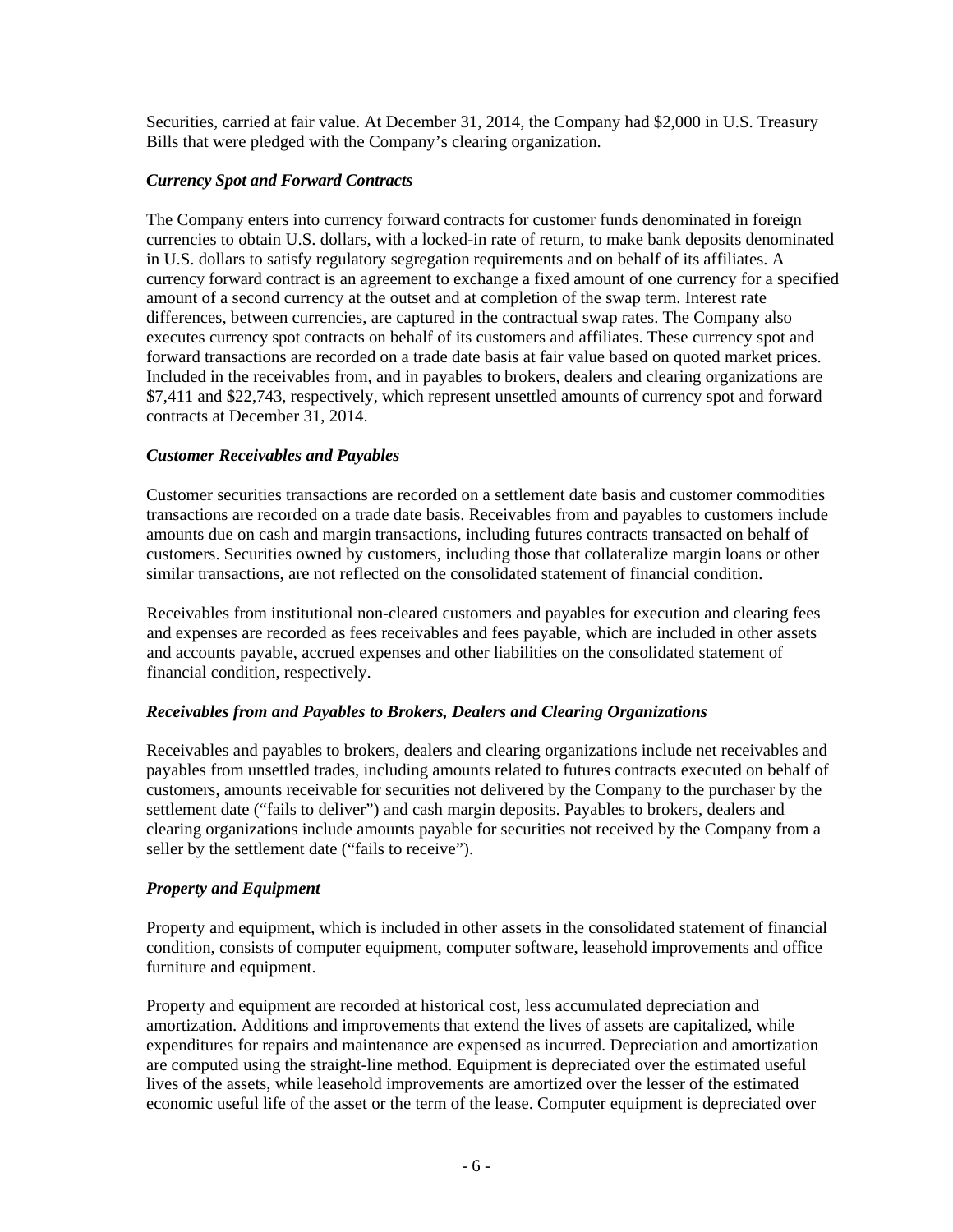Securities, carried at fair value. At December 31, 2014, the Company had $2,000 in U.S. Treasury Bills that were pledged with the Company's clearing organization.

### *Currency Spot and Forward Contracts*

The Company enters into currency forward contracts for customer funds denominated in foreign currencies to obtain U.S. dollars, with a locked-in rate of return, to make bank deposits denominated in U.S. dollars to satisfy regulatory segregation requirements and on behalf of its affiliates. A currency forward contract is an agreement to exchange a fixed amount of one currency for a specified amount of a second currency at the outset and at completion of the swap term. Interest rate differences, between currencies, are captured in the contractual swap rates. The Company also executes currency spot contracts on behalf of its customers and affiliates. These currency spot and forward transactions are recorded on a trade date basis at fair value based on quoted market prices. Included in the receivables from, and in payables to brokers, dealers and clearing organizations are $7,411 and $22,743, respectively, which represent unsettled amounts of currency spot and forward contracts at December 31, 2014.

### *Customer Receivables and Payables*

Customer securities transactions are recorded on a settlement date basis and customer commodities transactions are recorded on a trade date basis. Receivables from and payables to customers include amounts due on cash and margin transactions, including futures contracts transacted on behalf of customers. Securities owned by customers, including those that collateralize margin loans or other similar transactions, are not reflected on the consolidated statement of financial condition.

Receivables from institutional non-cleared customers and payables for execution and clearing fees and expenses are recorded as fees receivables and fees payable, which are included in other assets and accounts payable, accrued expenses and other liabilities on the consolidated statement of financial condition, respectively.

### *Receivables from and Payables to Brokers, Dealers and Clearing Organizations*

Receivables and payables to brokers, dealers and clearing organizations include net receivables and payables from unsettled trades, including amounts related to futures contracts executed on behalf of customers, amounts receivable for securities not delivered by the Company to the purchaser by the settlement date ("fails to deliver") and cash margin deposits. Payables to brokers, dealers and clearing organizations include amounts payable for securities not received by the Company from a seller by the settlement date ("fails to receive").

### *Property and Equipment*

Property and equipment, which is included in other assets in the consolidated statement of financial condition, consists of computer equipment, computer software, leasehold improvements and office furniture and equipment.

Property and equipment are recorded at historical cost, less accumulated depreciation and amortization. Additions and improvements that extend the lives of assets are capitalized, while expenditures for repairs and maintenance are expensed as incurred. Depreciation and amortization are computed using the straight-line method. Equipment is depreciated over the estimated useful lives of the assets, while leasehold improvements are amortized over the lesser of the estimated economic useful life of the asset or the term of the lease. Computer equipment is depreciated over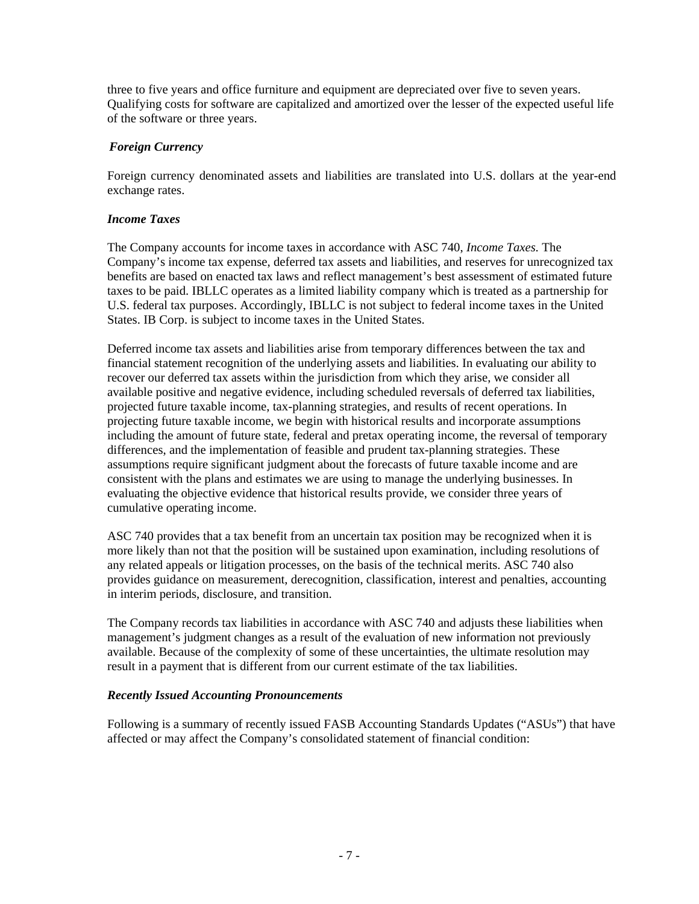three to five years and office furniture and equipment are depreciated over five to seven years. Qualifying costs for software are capitalized and amortized over the lesser of the expected useful life of the software or three years.

***Foreign Currency***

Foreign currency denominated assets and liabilities are translated into U.S. dollars at the year-end exchange rates.

***Income Taxes***

The Company accounts for income taxes in accordance with ASC 740, *Income Taxes.* The Company's income tax expense, deferred tax assets and liabilities, and reserves for unrecognized tax benefits are based on enacted tax laws and reflect management's best assessment of estimated future taxes to be paid. IBLLC operates as a limited liability company which is treated as a partnership for U.S. federal tax purposes. Accordingly, IBLLC is not subject to federal income taxes in the United States. IB Corp. is subject to income taxes in the United States.

Deferred income tax assets and liabilities arise from temporary differences between the tax and financial statement recognition of the underlying assets and liabilities. In evaluating our ability to recover our deferred tax assets within the jurisdiction from which they arise, we consider all available positive and negative evidence, including scheduled reversals of deferred tax liabilities, projected future taxable income, tax-planning strategies, and results of recent operations. In projecting future taxable income, we begin with historical results and incorporate assumptions including the amount of future state, federal and pretax operating income, the reversal of temporary differences, and the implementation of feasible and prudent tax-planning strategies. These assumptions require significant judgment about the forecasts of future taxable income and are consistent with the plans and estimates we are using to manage the underlying businesses. In evaluating the objective evidence that historical results provide, we consider three years of cumulative operating income.

ASC 740 provides that a tax benefit from an uncertain tax position may be recognized when it is more likely than not that the position will be sustained upon examination, including resolutions of any related appeals or litigation processes, on the basis of the technical merits. ASC 740 also provides guidance on measurement, derecognition, classification, interest and penalties, accounting in interim periods, disclosure, and transition.

The Company records tax liabilities in accordance with ASC 740 and adjusts these liabilities when management's judgment changes as a result of the evaluation of new information not previously available. Because of the complexity of some of these uncertainties, the ultimate resolution may result in a payment that is different from our current estimate of the tax liabilities.

***Recently Issued Accounting Pronouncements***

Following is a summary of recently issued FASB Accounting Standards Updates ("ASUs") that have affected or may affect the Company's consolidated statement of financial condition: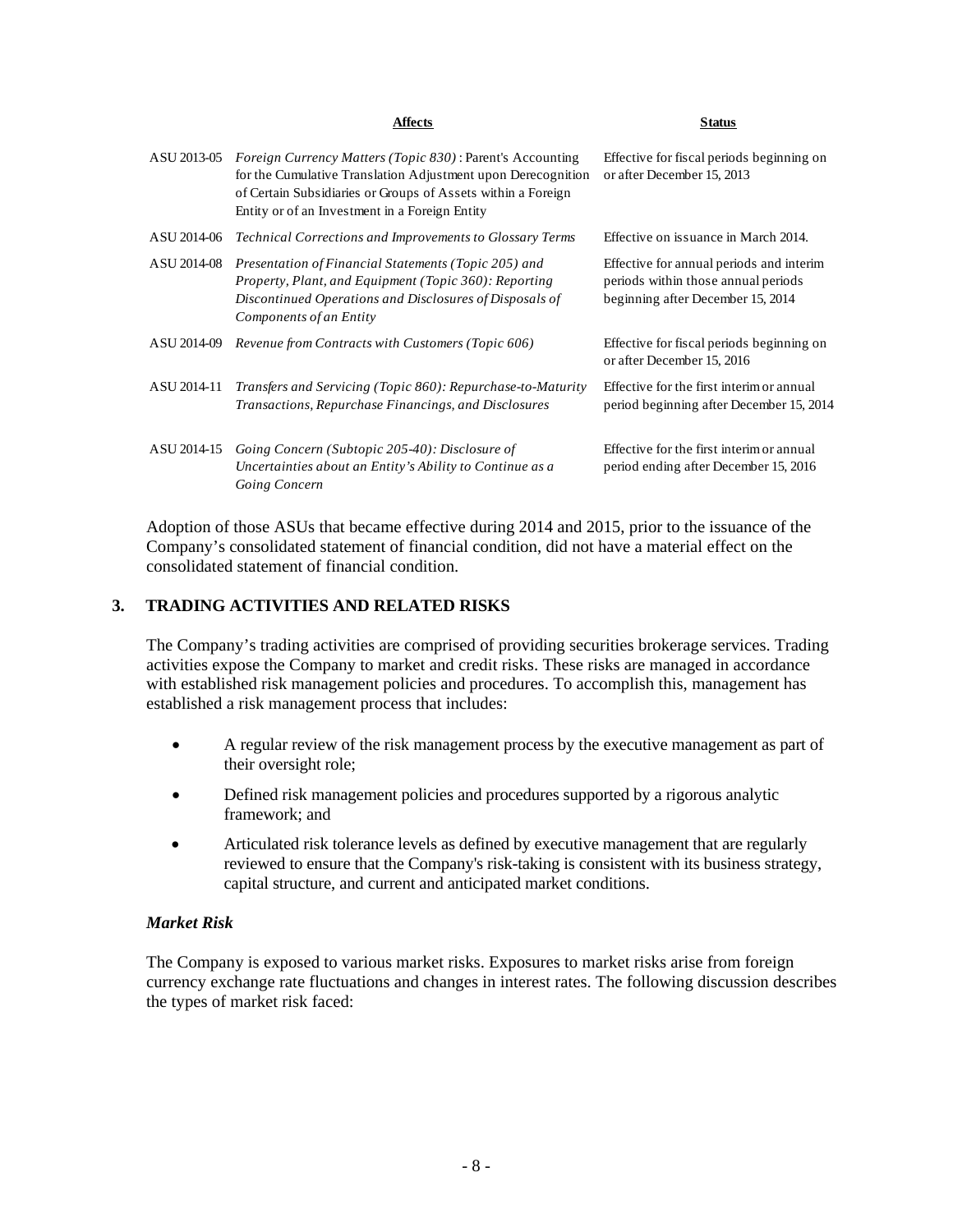| | Affects | Status |
|---|---|---|
| ASU 2013-05 | *Foreign Currency Matters (Topic 830)* : Parent's Accounting for the Cumulative Translation Adjustment upon Derecognition of Certain Subsidiaries or Groups of Assets within a Foreign Entity or of an Investment in a Foreign Entity | Effective for fiscal periods beginning on or after December 15, 2013 |
| ASU 2014-06 | *Technical Corrections and Improvements to Glossary Terms* | Effective on issuance in March 2014. |
| ASU 2014-08 | *Presentation of Financial Statements (Topic 205) and Property, Plant, and Equipment (Topic 360): Reporting Discontinued Operations and Disclosures of Disposals of Components of an Entity* | Effective for annual periods and interim periods within those annual periods beginning after December 15, 2014 |
| ASU 2014-09 | *Revenue from Contracts with Customers (Topic 606)* | Effective for fiscal periods beginning on or after December 15, 2016 |
| ASU 2014-11 | *Transfers and Servicing (Topic 860): Repurchase-to-Maturity Transactions, Repurchase Financings, and Disclosures* | Effective for the first interim or annual period beginning after December 15, 2014 |
| ASU 2014-15 | *Going Concern (Subtopic 205-40): Disclosure of Uncertainties about an Entity's Ability to Continue as a Going Concern* | Effective for the first interim or annual period ending after December 15, 2016 |

Adoption of those ASUs that became effective during 2014 and 2015, prior to the issuance of the Company's consolidated statement of financial condition, did not have a material effect on the consolidated statement of financial condition.

## 3. TRADING ACTIVITIES AND RELATED RISKS

The Company's trading activities are comprised of providing securities brokerage services. Trading activities expose the Company to market and credit risks. These risks are managed in accordance with established risk management policies and procedures. To accomplish this, management has established a risk management process that includes:

- A regular review of the risk management process by the executive management as part of their oversight role;
- Defined risk management policies and procedures supported by a rigorous analytic framework; and
- Articulated risk tolerance levels as defined by executive management that are regularly reviewed to ensure that the Company's risk-taking is consistent with its business strategy, capital structure, and current and anticipated market conditions.

### *Market Risk*

The Company is exposed to various market risks. Exposures to market risks arise from foreign currency exchange rate fluctuations and changes in interest rates. The following discussion describes the types of market risk faced: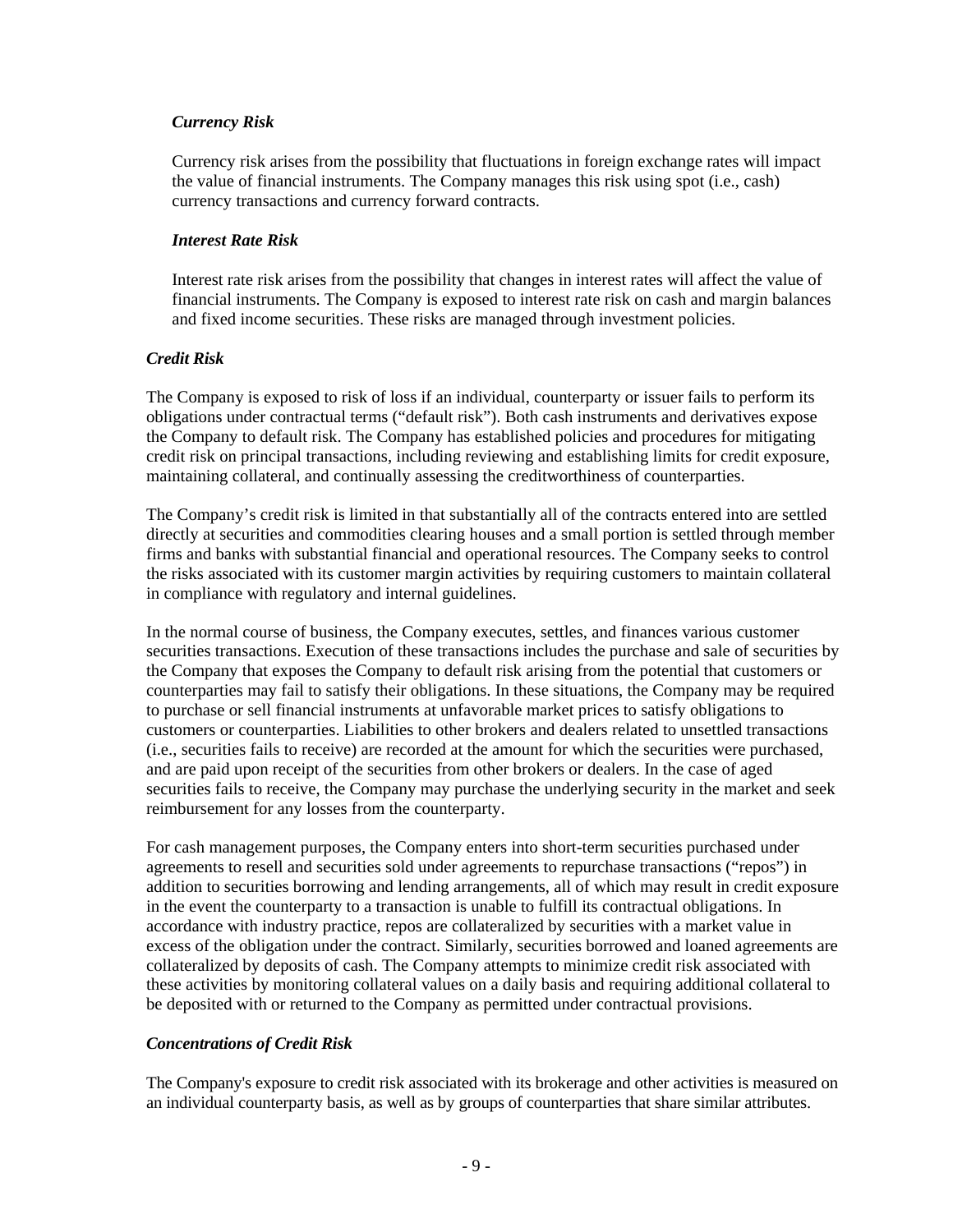*Currency Risk*

Currency risk arises from the possibility that fluctuations in foreign exchange rates will impact the value of financial instruments. The Company manages this risk using spot (i.e., cash) currency transactions and currency forward contracts.

*Interest Rate Risk*

Interest rate risk arises from the possibility that changes in interest rates will affect the value of financial instruments. The Company is exposed to interest rate risk on cash and margin balances and fixed income securities. These risks are managed through investment policies.

*Credit Risk*

The Company is exposed to risk of loss if an individual, counterparty or issuer fails to perform its obligations under contractual terms ("default risk"). Both cash instruments and derivatives expose the Company to default risk. The Company has established policies and procedures for mitigating credit risk on principal transactions, including reviewing and establishing limits for credit exposure, maintaining collateral, and continually assessing the creditworthiness of counterparties.

The Company's credit risk is limited in that substantially all of the contracts entered into are settled directly at securities and commodities clearing houses and a small portion is settled through member firms and banks with substantial financial and operational resources. The Company seeks to control the risks associated with its customer margin activities by requiring customers to maintain collateral in compliance with regulatory and internal guidelines.

In the normal course of business, the Company executes, settles, and finances various customer securities transactions. Execution of these transactions includes the purchase and sale of securities by the Company that exposes the Company to default risk arising from the potential that customers or counterparties may fail to satisfy their obligations. In these situations, the Company may be required to purchase or sell financial instruments at unfavorable market prices to satisfy obligations to customers or counterparties. Liabilities to other brokers and dealers related to unsettled transactions (i.e., securities fails to receive) are recorded at the amount for which the securities were purchased, and are paid upon receipt of the securities from other brokers or dealers. In the case of aged securities fails to receive, the Company may purchase the underlying security in the market and seek reimbursement for any losses from the counterparty.

For cash management purposes, the Company enters into short-term securities purchased under agreements to resell and securities sold under agreements to repurchase transactions ("repos") in addition to securities borrowing and lending arrangements, all of which may result in credit exposure in the event the counterparty to a transaction is unable to fulfill its contractual obligations. In accordance with industry practice, repos are collateralized by securities with a market value in excess of the obligation under the contract. Similarly, securities borrowed and loaned agreements are collateralized by deposits of cash. The Company attempts to minimize credit risk associated with these activities by monitoring collateral values on a daily basis and requiring additional collateral to be deposited with or returned to the Company as permitted under contractual provisions.

*Concentrations of Credit Risk*

The Company's exposure to credit risk associated with its brokerage and other activities is measured on an individual counterparty basis, as well as by groups of counterparties that share similar attributes.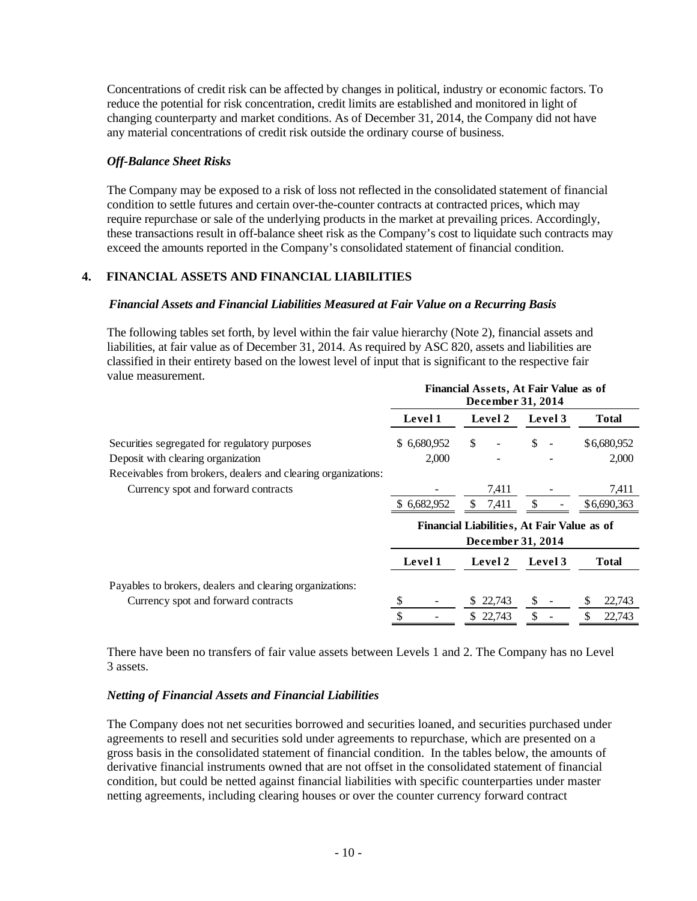Concentrations of credit risk can be affected by changes in political, industry or economic factors. To reduce the potential for risk concentration, credit limits are established and monitored in light of changing counterparty and market conditions. As of December 31, 2014, the Company did not have any material concentrations of credit risk outside the ordinary course of business.

### *Off-Balance Sheet Risks*

The Company may be exposed to a risk of loss not reflected in the consolidated statement of financial condition to settle futures and certain over-the-counter contracts at contracted prices, which may require repurchase or sale of the underlying products in the market at prevailing prices. Accordingly, these transactions result in off-balance sheet risk as the Company's cost to liquidate such contracts may exceed the amounts reported in the Company's consolidated statement of financial condition.

## 4. FINANCIAL ASSETS AND FINANCIAL LIABILITIES

### *Financial Assets and Financial Liabilities Measured at Fair Value on a Recurring Basis*

The following tables set forth, by level within the fair value hierarchy (Note 2), financial assets and liabilities, at fair value as of December 31, 2014. As required by ASC 820, assets and liabilities are classified in their entirety based on the lowest level of input that is significant to the respective fair value measurement.

| | Financial Assets, At Fair Value as of December 31, 2014 | | | |
|---|---|---|---|---|
| | **Level 1** | **Level 2** | **Level 3** | **Total** |
| Securities segregated for regulatory purposes | $ 6,680,952 | $ - | $ - | $6,680,952 |
| Deposit with clearing organization | 2,000 | - | - | 2,000 |
| Receivables from brokers, dealers and clearing organizations: | | | | |
| Currency spot and forward contracts | - | 7,411 | - | 7,411 |
| | $ 6,682,952 | $ 7,411 | $ - | $6,690,363 |

| | Financial Liabilities, At Fair Value as of December 31, 2014 | | | |
|---|---|---|---|---|
| | **Level 1** | **Level 2** | **Level 3** | **Total** |
| Payables to brokers, dealers and clearing organizations: | | | | |
| Currency spot and forward contracts | $ - | $ 22,743 | $ - | $ 22,743 |
| | $ - | $ 22,743 | $ - | $ 22,743 |

There have been no transfers of fair value assets between Levels 1 and 2. The Company has no Level 3 assets.

### *Netting of Financial Assets and Financial Liabilities*

The Company does not net securities borrowed and securities loaned, and securities purchased under agreements to resell and securities sold under agreements to repurchase, which are presented on a gross basis in the consolidated statement of financial condition. In the tables below, the amounts of derivative financial instruments owned that are not offset in the consolidated statement of financial condition, but could be netted against financial liabilities with specific counterparties under master netting agreements, including clearing houses or over the counter currency forward contract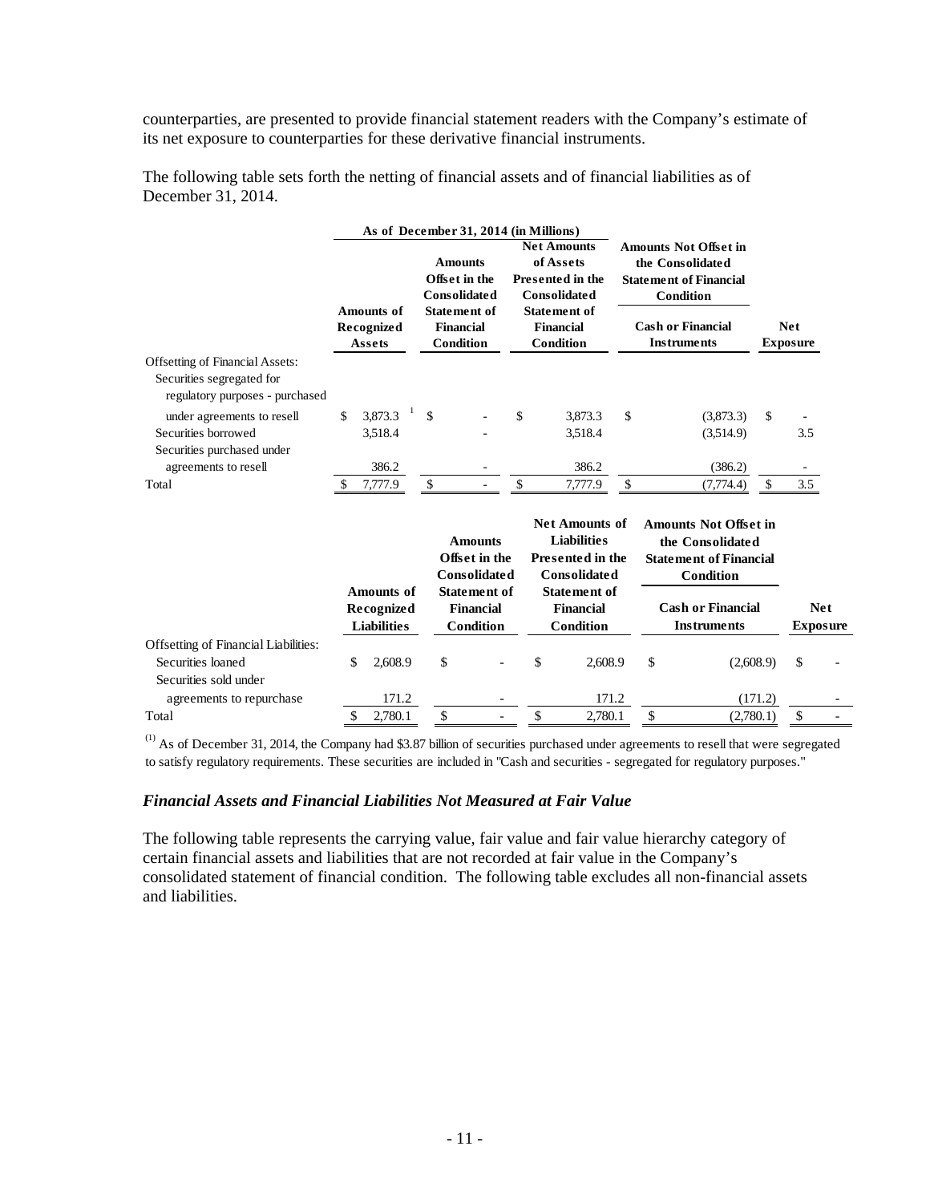counterparties, are presented to provide financial statement readers with the Company's estimate of its net exposure to counterparties for these derivative financial instruments.

The following table sets forth the netting of financial assets and of financial liabilities as of December 31, 2014.

| As of December 31, 2014 (in Millions) | Amounts of Recognized Assets | Amounts Offset in the Consolidated Statement of Financial Condition | Net Amounts of Assets Presented in the Consolidated Statement of Financial Condition | Amounts Not Offset in the Consolidated Statement of Financial Condition: Cash or Financial Instruments | Net Exposure |
|---|---|---|---|---|---|
| Offsetting of Financial Assets: | | | | | |
| Securities segregated for regulatory purposes - purchased under agreements to resell | $ 3,873.3 [1] | $ - | $ 3,873.3 | $ (3,873.3) | $ - |
| Securities borrowed | 3,518.4 | - | 3,518.4 | (3,514.9) | 3.5 |
| Securities purchased under agreements to resell | 386.2 | - | 386.2 | (386.2) | - |
| Total | $ 7,777.9 | $ - | $ 7,777.9 | $ (7,774.4) | $ 3.5 |

| | Amounts of Recognized Liabilities | Amounts Offset in the Consolidated Statement of Financial Condition | Net Amounts of Liabilities Presented in the Consolidated Statement of Financial Condition | Amounts Not Offset in the Consolidated Statement of Financial Condition: Cash or Financial Instruments | Net Exposure |
|---|---|---|---|---|---|
| Offsetting of Financial Liabilities: | | | | | |
| Securities loaned | $ 2,608.9 | $ - | $ 2,608.9 | $ (2,608.9) | $ - |
| Securities sold under agreements to repurchase | 171.2 | - | 171.2 | (171.2) | - |
| Total | $ 2,780.1 | $ - | $ 2,780.1 | $ (2,780.1) | $ - |

(1) As of December 31, 2014, the Company had $3.87 billion of securities purchased under agreements to resell that were segregated to satisfy regulatory requirements. These securities are included in "Cash and securities - segregated for regulatory purposes."

### *Financial Assets and Financial Liabilities Not Measured at Fair Value*

The following table represents the carrying value, fair value and fair value hierarchy category of certain financial assets and liabilities that are not recorded at fair value in the Company's consolidated statement of financial condition. The following table excludes all non-financial assets and liabilities.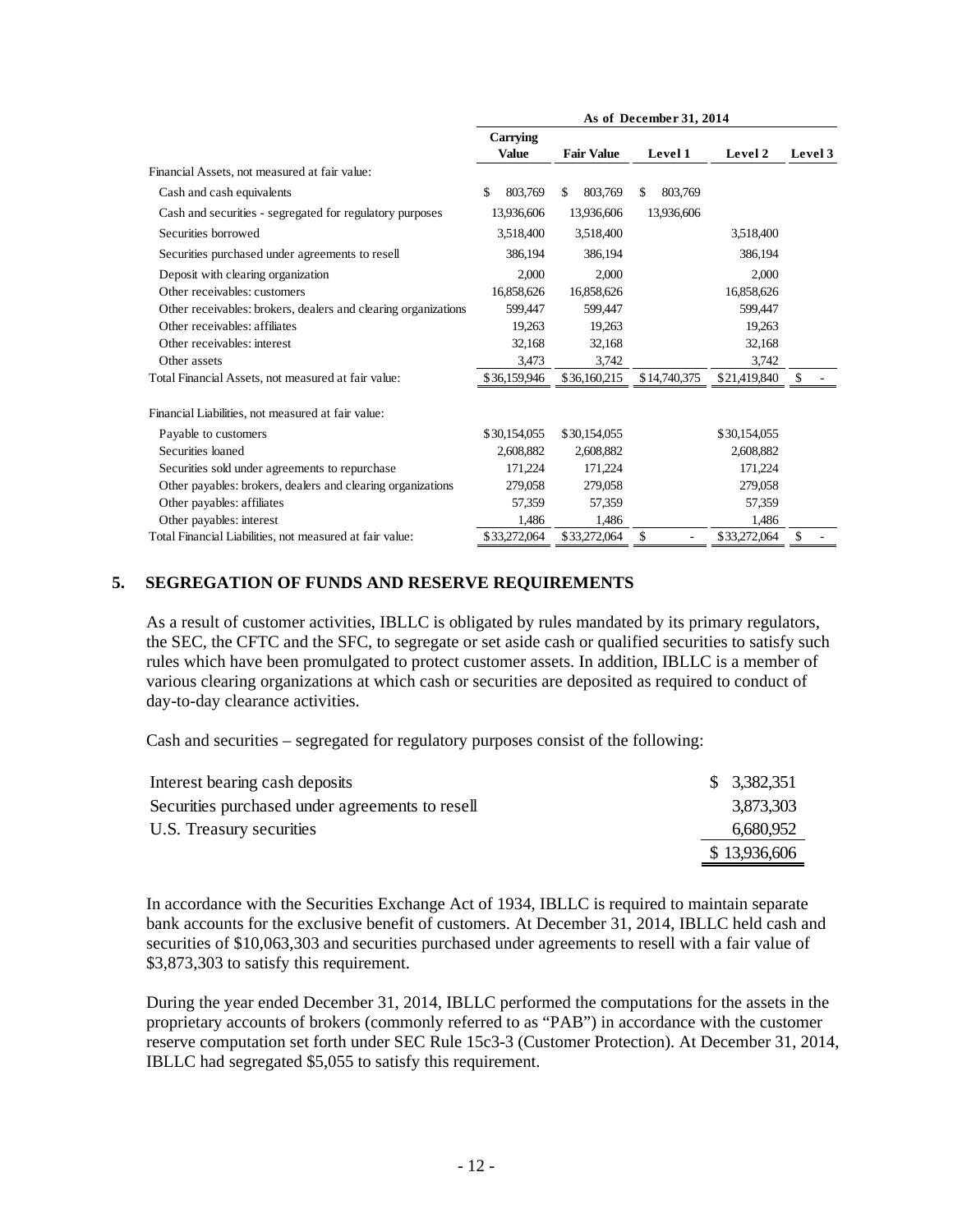| | As of December 31, 2014 | | | | |
|---|---|---|---|---|---|
| | Carrying Value | Fair Value | Level 1 | Level 2 | Level 3 |
| Financial Assets, not measured at fair value: | | | | | |
| Cash and cash equivalents | $ 803,769 | $ 803,769 | $ 803,769 | | |
| Cash and securities - segregated for regulatory purposes | 13,936,606 | 13,936,606 | 13,936,606 | | |
| Securities borrowed | 3,518,400 | 3,518,400 | | 3,518,400 | |
| Securities purchased under agreements to resell | 386,194 | 386,194 | | 386,194 | |
| Deposit with clearing organization | 2,000 | 2,000 | | 2,000 | |
| Other receivables: customers | 16,858,626 | 16,858,626 | | 16,858,626 | |
| Other receivables: brokers, dealers and clearing organizations | 599,447 | 599,447 | | 599,447 | |
| Other receivables: affiliates | 19,263 | 19,263 | | 19,263 | |
| Other receivables: interest | 32,168 | 32,168 | | 32,168 | |
| Other assets | 3,473 | 3,742 | | 3,742 | |
| Total Financial Assets, not measured at fair value: | $36,159,946 | $36,160,215 | $14,740,375 | $21,419,840 | $ - |
| | | | | | |
| Financial Liabilities, not measured at fair value: | | | | | |
| Payable to customers | $30,154,055 | $30,154,055 | | $30,154,055 | |
| Securities loaned | 2,608,882 | 2,608,882 | | 2,608,882 | |
| Securities sold under agreements to repurchase | 171,224 | 171,224 | | 171,224 | |
| Other payables: brokers, dealers and clearing organizations | 279,058 | 279,058 | | 279,058 | |
| Other payables: affiliates | 57,359 | 57,359 | | 57,359 | |
| Other payables: interest | 1,486 | 1,486 | | 1,486 | |
| Total Financial Liabilities, not measured at fair value: | $33,272,064 | $33,272,064 | $ - | $33,272,064 | $ - |

## 5. SEGREGATION OF FUNDS AND RESERVE REQUIREMENTS

As a result of customer activities, IBLLC is obligated by rules mandated by its primary regulators, the SEC, the CFTC and the SFC, to segregate or set aside cash or qualified securities to satisfy such rules which have been promulgated to protect customer assets. In addition, IBLLC is a member of various clearing organizations at which cash or securities are deposited as required to conduct of day-to-day clearance activities.

Cash and securities – segregated for regulatory purposes consist of the following:

| | |
|---|---|
| Interest bearing cash deposits | $ 3,382,351 |
| Securities purchased under agreements to resell | 3,873,303 |
| U.S. Treasury securities | 6,680,952 |
| | $ 13,936,606 |

In accordance with the Securities Exchange Act of 1934, IBLLC is required to maintain separate bank accounts for the exclusive benefit of customers. At December 31, 2014, IBLLC held cash and securities of $10,063,303 and securities purchased under agreements to resell with a fair value of $3,873,303 to satisfy this requirement.

During the year ended December 31, 2014, IBLLC performed the computations for the assets in the proprietary accounts of brokers (commonly referred to as "PAB") in accordance with the customer reserve computation set forth under SEC Rule 15c3-3 (Customer Protection). At December 31, 2014, IBLLC had segregated $5,055 to satisfy this requirement.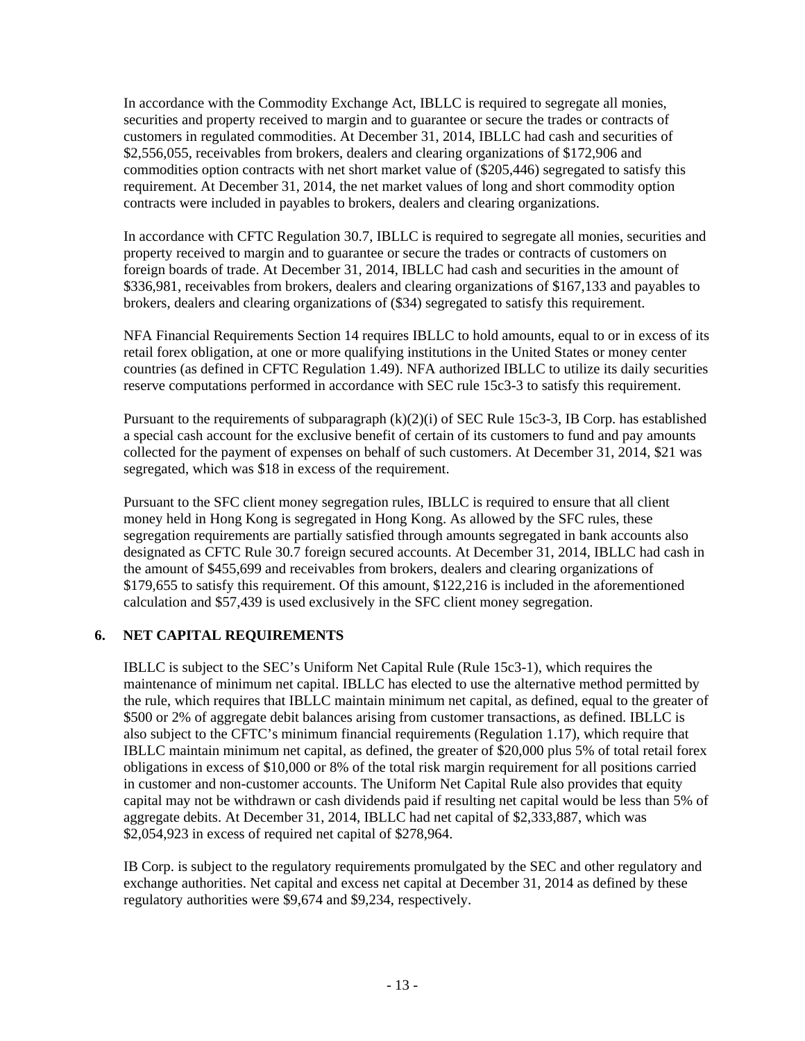In accordance with the Commodity Exchange Act, IBLLC is required to segregate all monies, securities and property received to margin and to guarantee or secure the trades or contracts of customers in regulated commodities. At December 31, 2014, IBLLC had cash and securities of $2,556,055, receivables from brokers, dealers and clearing organizations of $172,906 and commodities option contracts with net short market value of ($205,446) segregated to satisfy this requirement. At December 31, 2014, the net market values of long and short commodity option contracts were included in payables to brokers, dealers and clearing organizations.

In accordance with CFTC Regulation 30.7, IBLLC is required to segregate all monies, securities and property received to margin and to guarantee or secure the trades or contracts of customers on foreign boards of trade. At December 31, 2014, IBLLC had cash and securities in the amount of $336,981, receivables from brokers, dealers and clearing organizations of $167,133 and payables to brokers, dealers and clearing organizations of ($34) segregated to satisfy this requirement.

NFA Financial Requirements Section 14 requires IBLLC to hold amounts, equal to or in excess of its retail forex obligation, at one or more qualifying institutions in the United States or money center countries (as defined in CFTC Regulation 1.49). NFA authorized IBLLC to utilize its daily securities reserve computations performed in accordance with SEC rule 15c3-3 to satisfy this requirement.

Pursuant to the requirements of subparagraph (k)(2)(i) of SEC Rule 15c3-3, IB Corp. has established a special cash account for the exclusive benefit of certain of its customers to fund and pay amounts collected for the payment of expenses on behalf of such customers. At December 31, 2014, $21 was segregated, which was $18 in excess of the requirement.

Pursuant to the SFC client money segregation rules, IBLLC is required to ensure that all client money held in Hong Kong is segregated in Hong Kong. As allowed by the SFC rules, these segregation requirements are partially satisfied through amounts segregated in bank accounts also designated as CFTC Rule 30.7 foreign secured accounts. At December 31, 2014, IBLLC had cash in the amount of $455,699 and receivables from brokers, dealers and clearing organizations of $179,655 to satisfy this requirement. Of this amount, $122,216 is included in the aforementioned calculation and $57,439 is used exclusively in the SFC client money segregation.

## 6. NET CAPITAL REQUIREMENTS

IBLLC is subject to the SEC's Uniform Net Capital Rule (Rule 15c3-1), which requires the maintenance of minimum net capital. IBLLC has elected to use the alternative method permitted by the rule, which requires that IBLLC maintain minimum net capital, as defined, equal to the greater of $500 or 2% of aggregate debit balances arising from customer transactions, as defined. IBLLC is also subject to the CFTC's minimum financial requirements (Regulation 1.17), which require that IBLLC maintain minimum net capital, as defined, the greater of $20,000 plus 5% of total retail forex obligations in excess of $10,000 or 8% of the total risk margin requirement for all positions carried in customer and non-customer accounts. The Uniform Net Capital Rule also provides that equity capital may not be withdrawn or cash dividends paid if resulting net capital would be less than 5% of aggregate debits. At December 31, 2014, IBLLC had net capital of $2,333,887, which was $2,054,923 in excess of required net capital of $278,964.

IB Corp. is subject to the regulatory requirements promulgated by the SEC and other regulatory and exchange authorities. Net capital and excess net capital at December 31, 2014 as defined by these regulatory authorities were $9,674 and $9,234, respectively.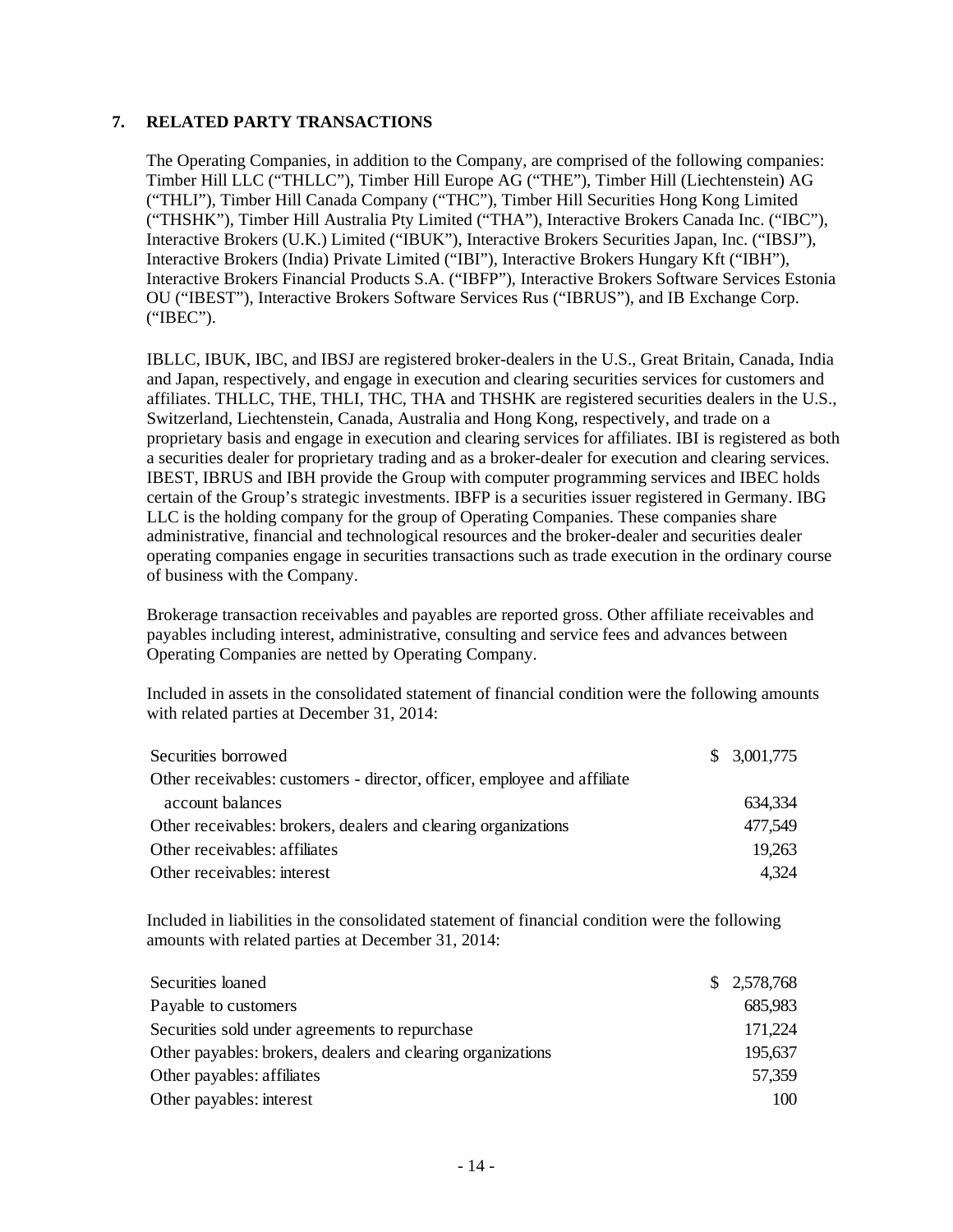## 7. RELATED PARTY TRANSACTIONS

The Operating Companies, in addition to the Company, are comprised of the following companies: Timber Hill LLC ("THLLC"), Timber Hill Europe AG ("THE"), Timber Hill (Liechtenstein) AG ("THLI"), Timber Hill Canada Company ("THC"), Timber Hill Securities Hong Kong Limited ("THSHK"), Timber Hill Australia Pty Limited ("THA"), Interactive Brokers Canada Inc. ("IBC"), Interactive Brokers (U.K.) Limited ("IBUK"), Interactive Brokers Securities Japan, Inc. ("IBSJ"), Interactive Brokers (India) Private Limited ("IBI"), Interactive Brokers Hungary Kft ("IBH"), Interactive Brokers Financial Products S.A. ("IBFP"), Interactive Brokers Software Services Estonia OU ("IBEST"), Interactive Brokers Software Services Rus ("IBRUS"), and IB Exchange Corp. ("IBEC").

IBLLC, IBUK, IBC, and IBSJ are registered broker-dealers in the U.S., Great Britain, Canada, India and Japan, respectively, and engage in execution and clearing securities services for customers and affiliates. THLLC, THE, THLI, THC, THA and THSHK are registered securities dealers in the U.S., Switzerland, Liechtenstein, Canada, Australia and Hong Kong, respectively, and trade on a proprietary basis and engage in execution and clearing services for affiliates. IBI is registered as both a securities dealer for proprietary trading and as a broker-dealer for execution and clearing services. IBEST, IBRUS and IBH provide the Group with computer programming services and IBEC holds certain of the Group's strategic investments. IBFP is a securities issuer registered in Germany. IBG LLC is the holding company for the group of Operating Companies. These companies share administrative, financial and technological resources and the broker-dealer and securities dealer operating companies engage in securities transactions such as trade execution in the ordinary course of business with the Company.

Brokerage transaction receivables and payables are reported gross. Other affiliate receivables and payables including interest, administrative, consulting and service fees and advances between Operating Companies are netted by Operating Company.

Included in assets in the consolidated statement of financial condition were the following amounts with related parties at December 31, 2014:

| | |
|---|---|
| Securities borrowed | $ 3,001,775 |
| Other receivables: customers - director, officer, employee and affiliate account balances | 634,334 |
| Other receivables: brokers, dealers and clearing organizations | 477,549 |
| Other receivables: affiliates | 19,263 |
| Other receivables: interest | 4,324 |

Included in liabilities in the consolidated statement of financial condition were the following amounts with related parties at December 31, 2014:

| | |
|---|---|
| Securities loaned | $ 2,578,768 |
| Payable to customers | 685,983 |
| Securities sold under agreements to repurchase | 171,224 |
| Other payables: brokers, dealers and clearing organizations | 195,637 |
| Other payables: affiliates | 57,359 |
| Other payables: interest | 100 |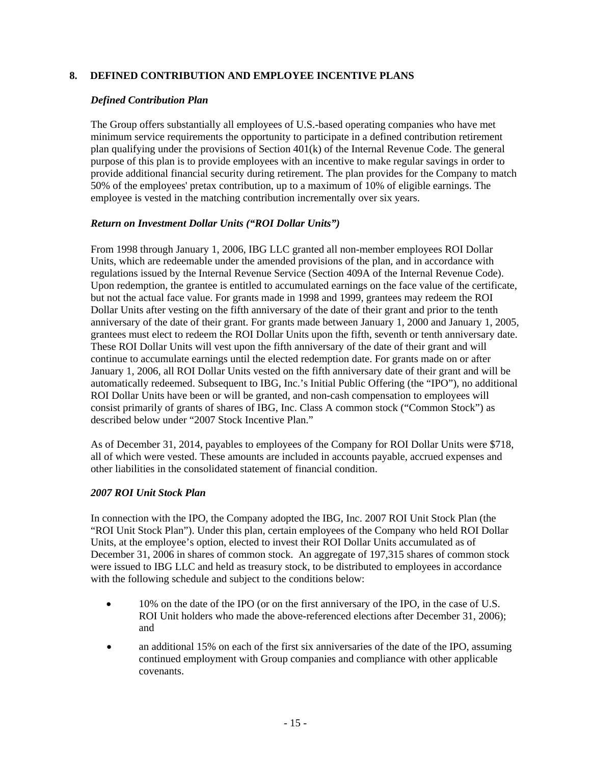## 8. DEFINED CONTRIBUTION AND EMPLOYEE INCENTIVE PLANS

### *Defined Contribution Plan*

The Group offers substantially all employees of U.S.-based operating companies who have met minimum service requirements the opportunity to participate in a defined contribution retirement plan qualifying under the provisions of Section 401(k) of the Internal Revenue Code. The general purpose of this plan is to provide employees with an incentive to make regular savings in order to provide additional financial security during retirement. The plan provides for the Company to match 50% of the employees' pretax contribution, up to a maximum of 10% of eligible earnings. The employee is vested in the matching contribution incrementally over six years.

### *Return on Investment Dollar Units ("ROI Dollar Units")*

From 1998 through January 1, 2006, IBG LLC granted all non-member employees ROI Dollar Units, which are redeemable under the amended provisions of the plan, and in accordance with regulations issued by the Internal Revenue Service (Section 409A of the Internal Revenue Code). Upon redemption, the grantee is entitled to accumulated earnings on the face value of the certificate, but not the actual face value. For grants made in 1998 and 1999, grantees may redeem the ROI Dollar Units after vesting on the fifth anniversary of the date of their grant and prior to the tenth anniversary of the date of their grant. For grants made between January 1, 2000 and January 1, 2005, grantees must elect to redeem the ROI Dollar Units upon the fifth, seventh or tenth anniversary date. These ROI Dollar Units will vest upon the fifth anniversary of the date of their grant and will continue to accumulate earnings until the elected redemption date. For grants made on or after January 1, 2006, all ROI Dollar Units vested on the fifth anniversary date of their grant and will be automatically redeemed. Subsequent to IBG, Inc.'s Initial Public Offering (the "IPO"), no additional ROI Dollar Units have been or will be granted, and non-cash compensation to employees will consist primarily of grants of shares of IBG, Inc. Class A common stock ("Common Stock") as described below under "2007 Stock Incentive Plan."

As of December 31, 2014, payables to employees of the Company for ROI Dollar Units were $718, all of which were vested. These amounts are included in accounts payable, accrued expenses and other liabilities in the consolidated statement of financial condition.

### *2007 ROI Unit Stock Plan*

In connection with the IPO, the Company adopted the IBG, Inc. 2007 ROI Unit Stock Plan (the "ROI Unit Stock Plan"). Under this plan, certain employees of the Company who held ROI Dollar Units, at the employee's option, elected to invest their ROI Dollar Units accumulated as of December 31, 2006 in shares of common stock. An aggregate of 197,315 shares of common stock were issued to IBG LLC and held as treasury stock, to be distributed to employees in accordance with the following schedule and subject to the conditions below:

- 10% on the date of the IPO (or on the first anniversary of the IPO, in the case of U.S. ROI Unit holders who made the above-referenced elections after December 31, 2006); and
- an additional 15% on each of the first six anniversaries of the date of the IPO, assuming continued employment with Group companies and compliance with other applicable covenants.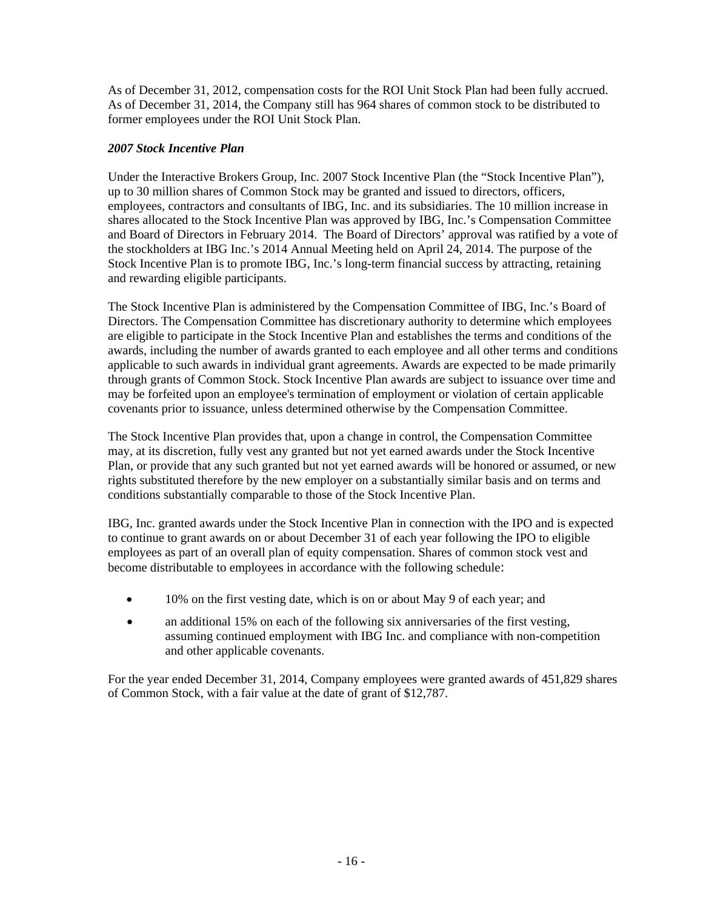As of December 31, 2012, compensation costs for the ROI Unit Stock Plan had been fully accrued. As of December 31, 2014, the Company still has 964 shares of common stock to be distributed to former employees under the ROI Unit Stock Plan.

***2007 Stock Incentive Plan***

Under the Interactive Brokers Group, Inc. 2007 Stock Incentive Plan (the "Stock Incentive Plan"), up to 30 million shares of Common Stock may be granted and issued to directors, officers, employees, contractors and consultants of IBG, Inc. and its subsidiaries. The 10 million increase in shares allocated to the Stock Incentive Plan was approved by IBG, Inc.'s Compensation Committee and Board of Directors in February 2014. The Board of Directors' approval was ratified by a vote of the stockholders at IBG Inc.'s 2014 Annual Meeting held on April 24, 2014. The purpose of the Stock Incentive Plan is to promote IBG, Inc.'s long-term financial success by attracting, retaining and rewarding eligible participants.

The Stock Incentive Plan is administered by the Compensation Committee of IBG, Inc.'s Board of Directors. The Compensation Committee has discretionary authority to determine which employees are eligible to participate in the Stock Incentive Plan and establishes the terms and conditions of the awards, including the number of awards granted to each employee and all other terms and conditions applicable to such awards in individual grant agreements. Awards are expected to be made primarily through grants of Common Stock. Stock Incentive Plan awards are subject to issuance over time and may be forfeited upon an employee's termination of employment or violation of certain applicable covenants prior to issuance, unless determined otherwise by the Compensation Committee.

The Stock Incentive Plan provides that, upon a change in control, the Compensation Committee may, at its discretion, fully vest any granted but not yet earned awards under the Stock Incentive Plan, or provide that any such granted but not yet earned awards will be honored or assumed, or new rights substituted therefore by the new employer on a substantially similar basis and on terms and conditions substantially comparable to those of the Stock Incentive Plan.

IBG, Inc. granted awards under the Stock Incentive Plan in connection with the IPO and is expected to continue to grant awards on or about December 31 of each year following the IPO to eligible employees as part of an overall plan of equity compensation. Shares of common stock vest and become distributable to employees in accordance with the following schedule:

- 10% on the first vesting date, which is on or about May 9 of each year; and
- an additional 15% on each of the following six anniversaries of the first vesting, assuming continued employment with IBG Inc. and compliance with non-competition and other applicable covenants.

For the year ended December 31, 2014, Company employees were granted awards of 451,829 shares of Common Stock, with a fair value at the date of grant of $12,787.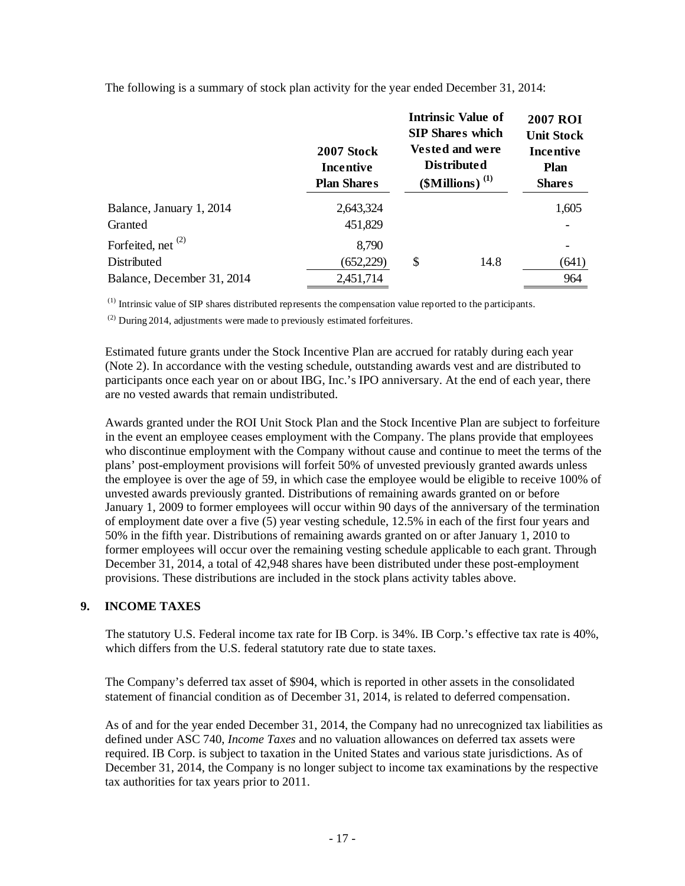The following is a summary of stock plan activity for the year ended December 31, 2014:

| | 2007 Stock Incentive Plan Shares | Intrinsic Value of SIP Shares which Vested and were Distributed ($Millions) [(1)] | 2007 ROI Unit Stock Incentive Plan Shares |
|---|---|---|---|
| Balance, January 1, 2014 | 2,643,324 | | 1,605 |
| Granted | 451,829 | | - |
| Forfeited, net [(2)] | 8,790 | | - |
| Distributed | (652,229) | $ 14.8 | (641) |
| Balance, December 31, 2014 | 2,451,714 | | 964 |

[(1)] Intrinsic value of SIP shares distributed represents the compensation value reported to the participants.

[(2)] During 2014, adjustments were made to previously estimated forfeitures.

Estimated future grants under the Stock Incentive Plan are accrued for ratably during each year (Note 2). In accordance with the vesting schedule, outstanding awards vest and are distributed to participants once each year on or about IBG, Inc.'s IPO anniversary. At the end of each year, there are no vested awards that remain undistributed.

Awards granted under the ROI Unit Stock Plan and the Stock Incentive Plan are subject to forfeiture in the event an employee ceases employment with the Company. The plans provide that employees who discontinue employment with the Company without cause and continue to meet the terms of the plans' post-employment provisions will forfeit 50% of unvested previously granted awards unless the employee is over the age of 59, in which case the employee would be eligible to receive 100% of unvested awards previously granted. Distributions of remaining awards granted on or before January 1, 2009 to former employees will occur within 90 days of the anniversary of the termination of employment date over a five (5) year vesting schedule, 12.5% in each of the first four years and 50% in the fifth year. Distributions of remaining awards granted on or after January 1, 2010 to former employees will occur over the remaining vesting schedule applicable to each grant. Through December 31, 2014, a total of 42,948 shares have been distributed under these post-employment provisions. These distributions are included in the stock plans activity tables above.

## 9. INCOME TAXES

The statutory U.S. Federal income tax rate for IB Corp. is 34%. IB Corp.'s effective tax rate is 40%, which differs from the U.S. federal statutory rate due to state taxes.

The Company's deferred tax asset of $904, which is reported in other assets in the consolidated statement of financial condition as of December 31, 2014, is related to deferred compensation.

As of and for the year ended December 31, 2014, the Company had no unrecognized tax liabilities as defined under ASC 740, *Income Taxes* and no valuation allowances on deferred tax assets were required. IB Corp. is subject to taxation in the United States and various state jurisdictions. As of December 31, 2014, the Company is no longer subject to income tax examinations by the respective tax authorities for tax years prior to 2011.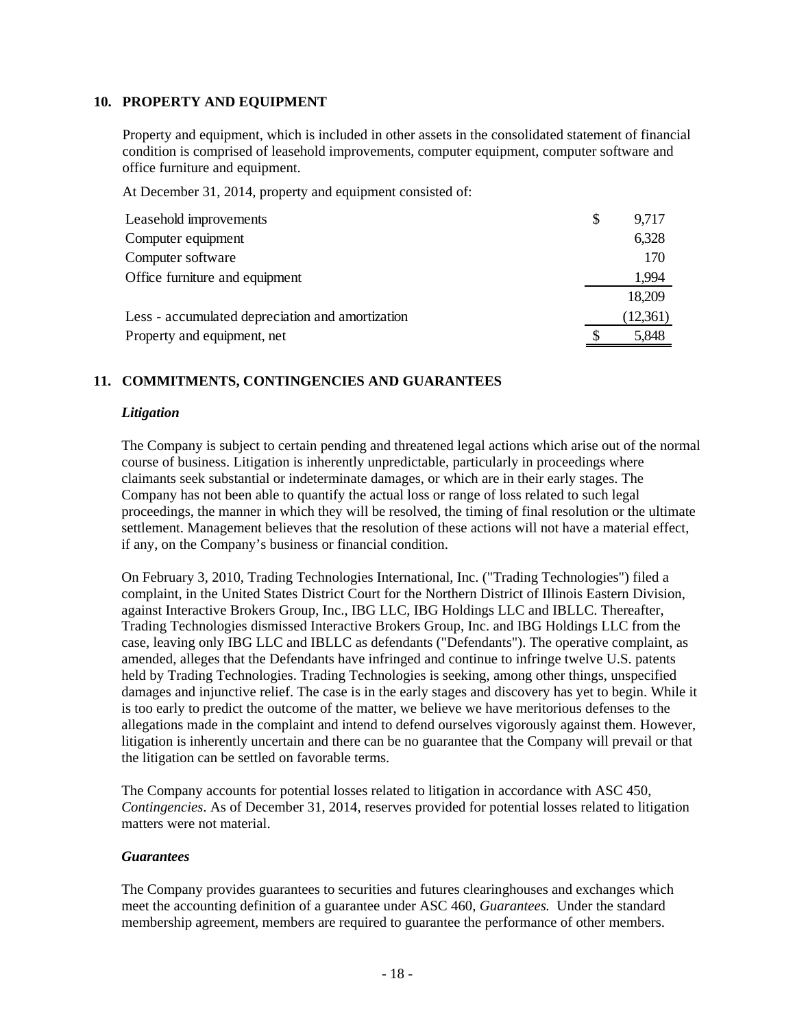## 10. PROPERTY AND EQUIPMENT

Property and equipment, which is included in other assets in the consolidated statement of financial condition is comprised of leasehold improvements, computer equipment, computer software and office furniture and equipment.

At December 31, 2014, property and equipment consisted of:

| | |
|---|---|
| Leasehold improvements | $ 9,717 |
| Computer equipment | 6,328 |
| Computer software | 170 |
| Office furniture and equipment | 1,994 |
| | 18,209 |
| Less - accumulated depreciation and amortization | (12,361) |
| Property and equipment, net | $ 5,848 |

## 11. COMMITMENTS, CONTINGENCIES AND GUARANTEES

### *Litigation*

The Company is subject to certain pending and threatened legal actions which arise out of the normal course of business. Litigation is inherently unpredictable, particularly in proceedings where claimants seek substantial or indeterminate damages, or which are in their early stages. The Company has not been able to quantify the actual loss or range of loss related to such legal proceedings, the manner in which they will be resolved, the timing of final resolution or the ultimate settlement. Management believes that the resolution of these actions will not have a material effect, if any, on the Company's business or financial condition.

On February 3, 2010, Trading Technologies International, Inc. ("Trading Technologies") filed a complaint, in the United States District Court for the Northern District of Illinois Eastern Division, against Interactive Brokers Group, Inc., IBG LLC, IBG Holdings LLC and IBLLC. Thereafter, Trading Technologies dismissed Interactive Brokers Group, Inc. and IBG Holdings LLC from the case, leaving only IBG LLC and IBLLC as defendants ("Defendants"). The operative complaint, as amended, alleges that the Defendants have infringed and continue to infringe twelve U.S. patents held by Trading Technologies. Trading Technologies is seeking, among other things, unspecified damages and injunctive relief. The case is in the early stages and discovery has yet to begin. While it is too early to predict the outcome of the matter, we believe we have meritorious defenses to the allegations made in the complaint and intend to defend ourselves vigorously against them. However, litigation is inherently uncertain and there can be no guarantee that the Company will prevail or that the litigation can be settled on favorable terms.

The Company accounts for potential losses related to litigation in accordance with ASC 450, *Contingencies*. As of December 31, 2014, reserves provided for potential losses related to litigation matters were not material.

### *Guarantees*

The Company provides guarantees to securities and futures clearinghouses and exchanges which meet the accounting definition of a guarantee under ASC 460, *Guarantees.* Under the standard membership agreement, members are required to guarantee the performance of other members.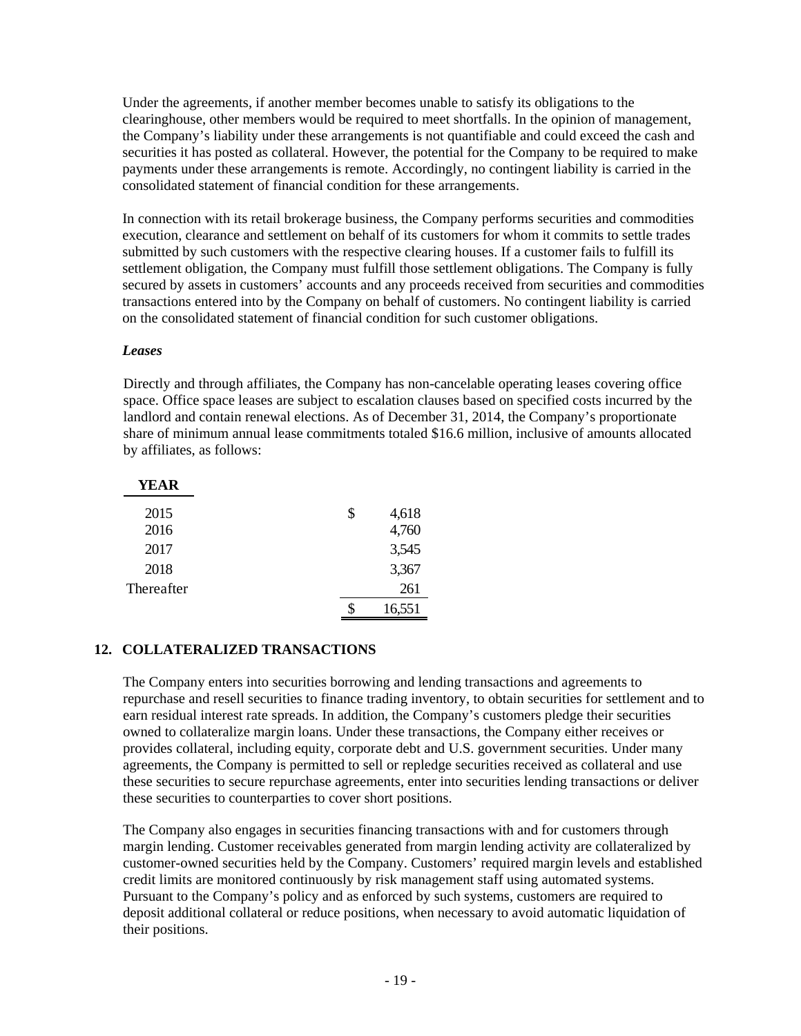Under the agreements, if another member becomes unable to satisfy its obligations to the clearinghouse, other members would be required to meet shortfalls. In the opinion of management, the Company's liability under these arrangements is not quantifiable and could exceed the cash and securities it has posted as collateral. However, the potential for the Company to be required to make payments under these arrangements is remote. Accordingly, no contingent liability is carried in the consolidated statement of financial condition for these arrangements.

In connection with its retail brokerage business, the Company performs securities and commodities execution, clearance and settlement on behalf of its customers for whom it commits to settle trades submitted by such customers with the respective clearing houses. If a customer fails to fulfill its settlement obligation, the Company must fulfill those settlement obligations. The Company is fully secured by assets in customers' accounts and any proceeds received from securities and commodities transactions entered into by the Company on behalf of customers. No contingent liability is carried on the consolidated statement of financial condition for such customer obligations.

***Leases***

Directly and through affiliates, the Company has non-cancelable operating leases covering office space. Office space leases are subject to escalation clauses based on specified costs incurred by the landlord and contain renewal elections. As of December 31, 2014, the Company's proportionate share of minimum annual lease commitments totaled $16.6 million, inclusive of amounts allocated by affiliates, as follows:

| YEAR | |
|---|---|
| 2015 | $ 4,618 |
| 2016 | 4,760 |
| 2017 | 3,545 |
| 2018 | 3,367 |
| Thereafter | 261 |
| | $ 16,551 |

## 12. COLLATERALIZED TRANSACTIONS

The Company enters into securities borrowing and lending transactions and agreements to repurchase and resell securities to finance trading inventory, to obtain securities for settlement and to earn residual interest rate spreads. In addition, the Company's customers pledge their securities owned to collateralize margin loans. Under these transactions, the Company either receives or provides collateral, including equity, corporate debt and U.S. government securities. Under many agreements, the Company is permitted to sell or repledge securities received as collateral and use these securities to secure repurchase agreements, enter into securities lending transactions or deliver these securities to counterparties to cover short positions.

The Company also engages in securities financing transactions with and for customers through margin lending. Customer receivables generated from margin lending activity are collateralized by customer-owned securities held by the Company. Customers' required margin levels and established credit limits are monitored continuously by risk management staff using automated systems. Pursuant to the Company's policy and as enforced by such systems, customers are required to deposit additional collateral or reduce positions, when necessary to avoid automatic liquidation of their positions.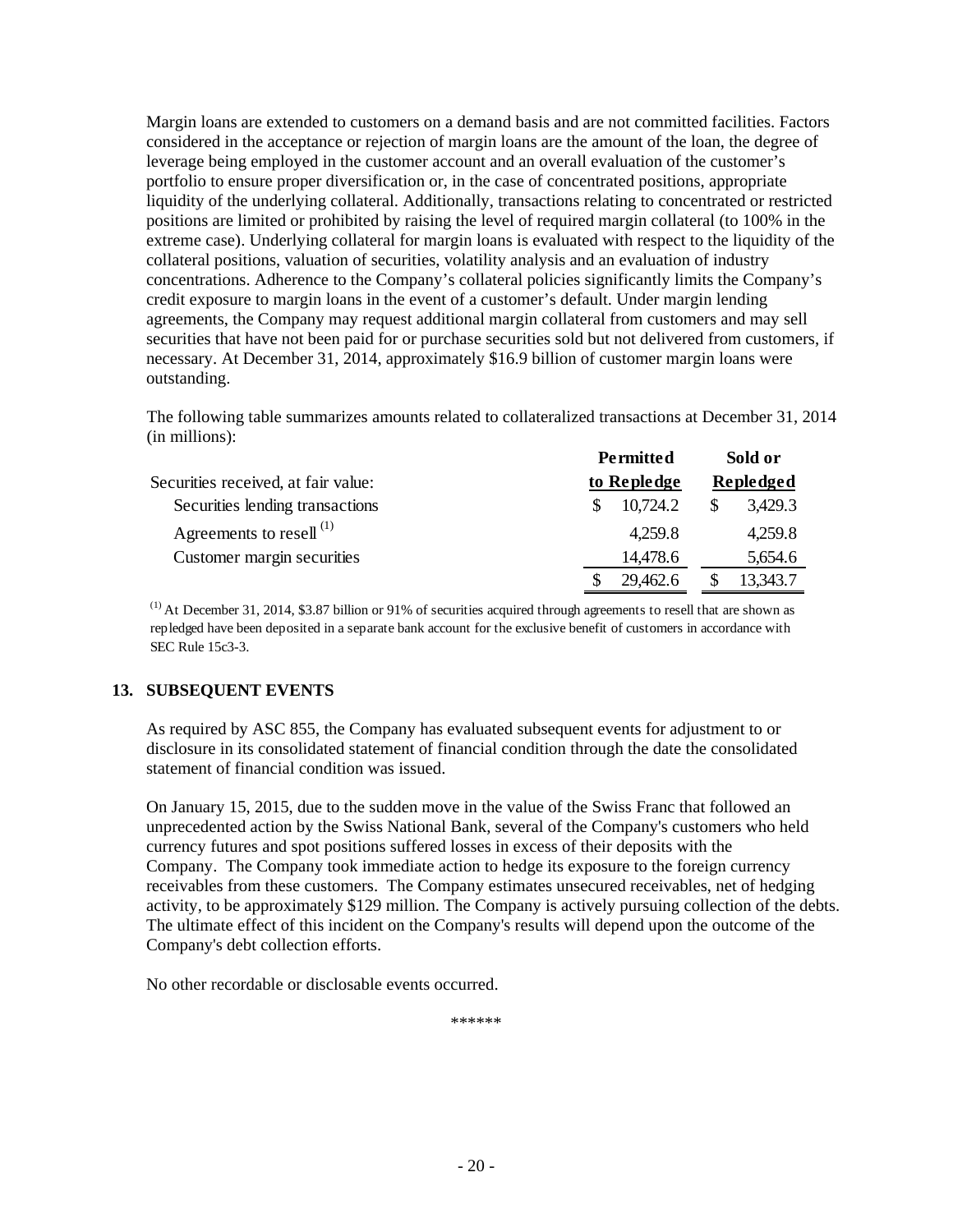Margin loans are extended to customers on a demand basis and are not committed facilities. Factors considered in the acceptance or rejection of margin loans are the amount of the loan, the degree of leverage being employed in the customer account and an overall evaluation of the customer's portfolio to ensure proper diversification or, in the case of concentrated positions, appropriate liquidity of the underlying collateral. Additionally, transactions relating to concentrated or restricted positions are limited or prohibited by raising the level of required margin collateral (to 100% in the extreme case). Underlying collateral for margin loans is evaluated with respect to the liquidity of the collateral positions, valuation of securities, volatility analysis and an evaluation of industry concentrations. Adherence to the Company's collateral policies significantly limits the Company's credit exposure to margin loans in the event of a customer's default. Under margin lending agreements, the Company may request additional margin collateral from customers and may sell securities that have not been paid for or purchase securities sold but not delivered from customers, if necessary. At December 31, 2014, approximately $16.9 billion of customer margin loans were outstanding.

The following table summarizes amounts related to collateralized transactions at December 31, 2014 (in millions):

| Securities received, at fair value: | Permitted to Repledge | Sold or Repledged |
|---|---|---|
| Securities lending transactions | $ 10,724.2 | $ 3,429.3 |
| Agreements to resell [(1)] | 4,259.8 | 4,259.8 |
| Customer margin securities | 14,478.6 | 5,654.6 |
| | $ 29,462.6 | $ 13,343.7 |

[(1)] At December 31, 2014, $3.87 billion or 91% of securities acquired through agreements to resell that are shown as repledged have been deposited in a separate bank account for the exclusive benefit of customers in accordance with SEC Rule 15c3-3.

## 13. SUBSEQUENT EVENTS

As required by ASC 855, the Company has evaluated subsequent events for adjustment to or disclosure in its consolidated statement of financial condition through the date the consolidated statement of financial condition was issued.

On January 15, 2015, due to the sudden move in the value of the Swiss Franc that followed an unprecedented action by the Swiss National Bank, several of the Company's customers who held currency futures and spot positions suffered losses in excess of their deposits with the Company. The Company took immediate action to hedge its exposure to the foreign currency receivables from these customers. The Company estimates unsecured receivables, net of hedging activity, to be approximately $129 million. The Company is actively pursuing collection of the debts. The ultimate effect of this incident on the Company's results will depend upon the outcome of the Company's debt collection efforts.

No other recordable or disclosable events occurred.

******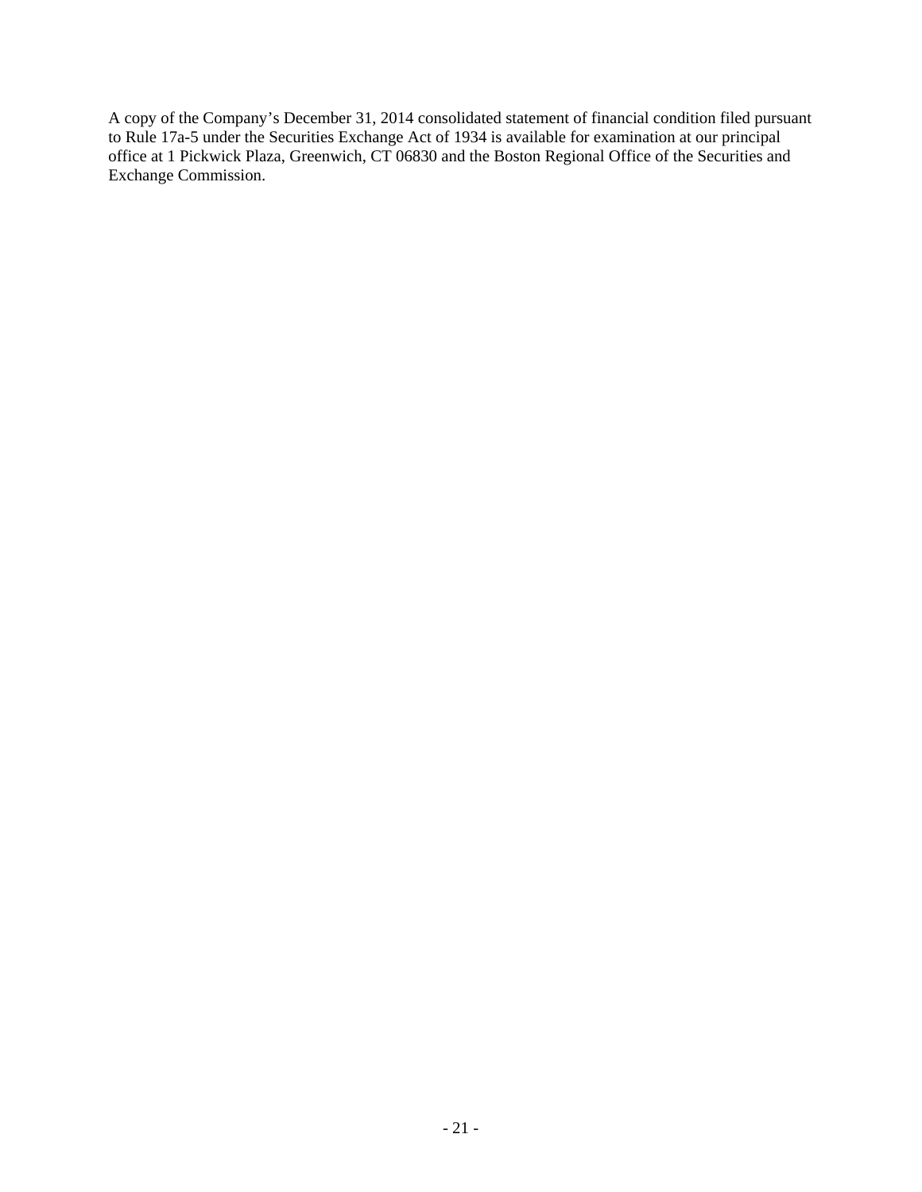A copy of the Company's December 31, 2014 consolidated statement of financial condition filed pursuant to Rule 17a-5 under the Securities Exchange Act of 1934 is available for examination at our principal office at 1 Pickwick Plaza, Greenwich, CT 06830 and the Boston Regional Office of the Securities and Exchange Commission.